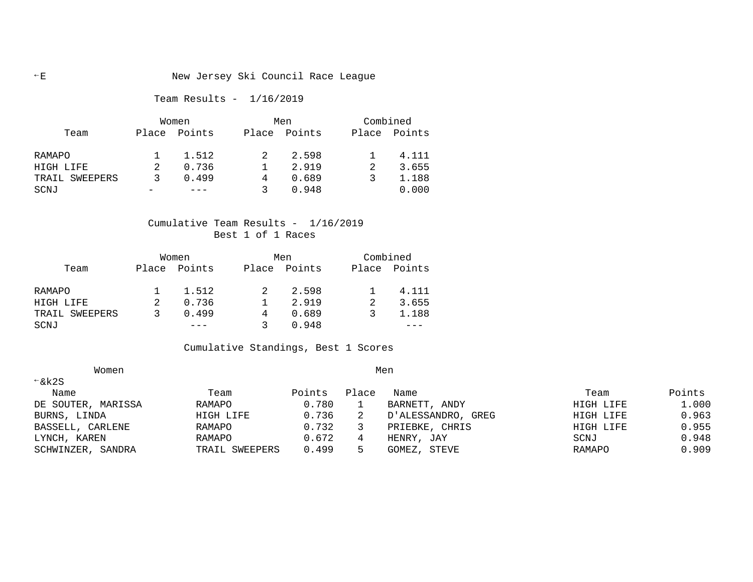←E New Jersey Ski Council Race League

Team Results - 1/16/2019

| Team | Women Place | Women Points | Men Place | Men Points | Combined Place | Combined Points |
|---|---|---|---|---|---|---|
| RAMAPO | 1 | 1.512 | 2 | 2.598 | 1 | 4.111 |
| HIGH LIFE | 2 | 0.736 | 1 | 2.919 | 2 | 3.655 |
| TRAIL SWEEPERS | 3 | 0.499 | 4 | 0.689 | 3 | 1.188 |
| SCNJ | - | --- | 3 | 0.948 | | 0.000 |

Cumulative Team Results - 1/16/2019
Best 1 of 1 Races

| Team | Women Place | Women Points | Men Place | Men Points | Combined Place | Combined Points |
|---|---|---|---|---|---|---|
| RAMAPO | 1 | 1.512 | 2 | 2.598 | 1 | 4.111 |
| HIGH LIFE | 2 | 0.736 | 1 | 2.919 | 2 | 3.655 |
| TRAIL SWEEPERS | 3 | 0.499 | 4 | 0.689 | 3 | 1.188 |
| SCNJ | | --- | 3 | 0.948 | | --- |

Cumulative Standings, Best 1 Scores

←&k2S

| Women Name | Team | Points | Place | Men Name | Team | Points |
|---|---|---|---|---|---|---|
| DE SOUTER, MARISSA | RAMAPO | 0.780 | 1 | BARNETT, ANDY | HIGH LIFE | 1.000 |
| BURNS, LINDA | HIGH LIFE | 0.736 | 2 | D'ALESSANDRO, GREG | HIGH LIFE | 0.963 |
| BASSELL, CARLENE | RAMAPO | 0.732 | 3 | PRIEBKE, CHRIS | HIGH LIFE | 0.955 |
| LYNCH, KAREN | RAMAPO | 0.672 | 4 | HENRY, JAY | SCNJ | 0.948 |
| SCHWINZER, SANDRA | TRAIL SWEEPERS | 0.499 | 5 | GOMEZ, STEVE | RAMAPO | 0.909 |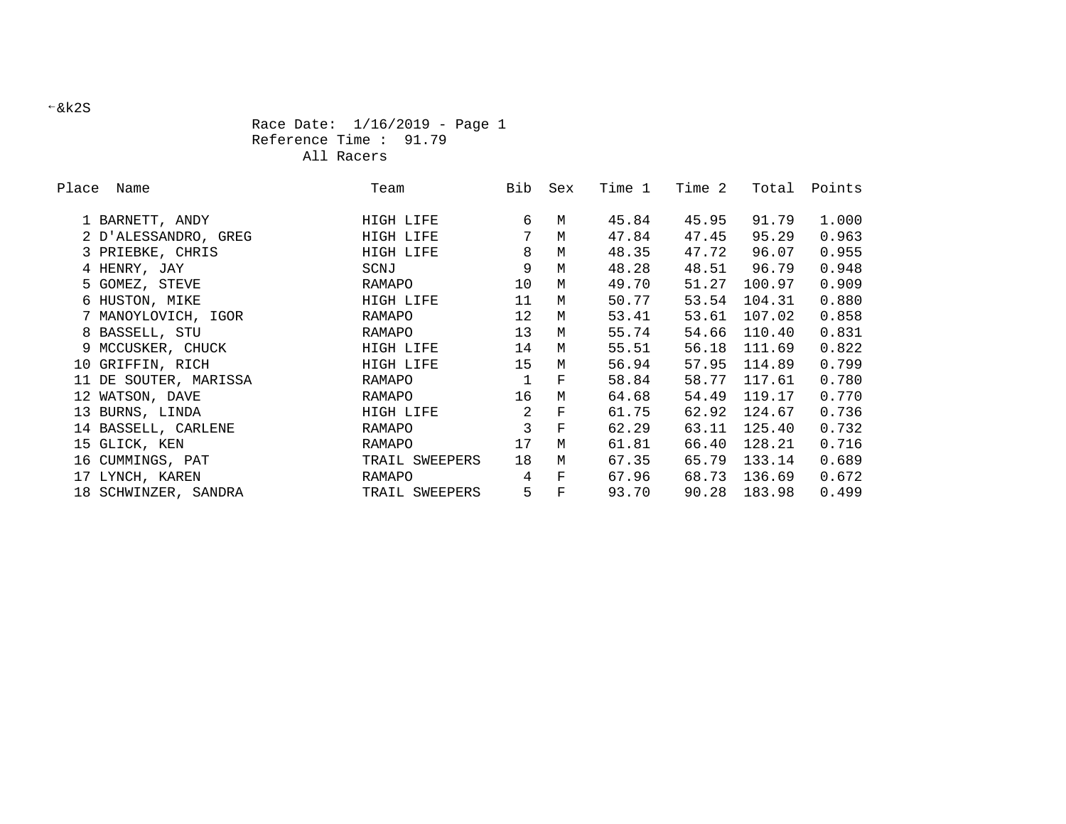←&k2S

Race Date: 1/16/2019 - Page 1
Reference Time : 91.79
All Racers

| Place | Name | Team | Bib | Sex | Time 1 | Time 2 | Total | Points |
|---|---|---|---|---|---|---|---|---|
| 1 | BARNETT, ANDY | HIGH LIFE | 6 | M | 45.84 | 45.95 | 91.79 | 1.000 |
| 2 | D'ALESSANDRO, GREG | HIGH LIFE | 7 | M | 47.84 | 47.45 | 95.29 | 0.963 |
| 3 | PRIEBKE, CHRIS | HIGH LIFE | 8 | M | 48.35 | 47.72 | 96.07 | 0.955 |
| 4 | HENRY, JAY | SCNJ | 9 | M | 48.28 | 48.51 | 96.79 | 0.948 |
| 5 | GOMEZ, STEVE | RAMAPO | 10 | M | 49.70 | 51.27 | 100.97 | 0.909 |
| 6 | HUSTON, MIKE | HIGH LIFE | 11 | M | 50.77 | 53.54 | 104.31 | 0.880 |
| 7 | MANOYLOVICH, IGOR | RAMAPO | 12 | M | 53.41 | 53.61 | 107.02 | 0.858 |
| 8 | BASSELL, STU | RAMAPO | 13 | M | 55.74 | 54.66 | 110.40 | 0.831 |
| 9 | MCCUSKER, CHUCK | HIGH LIFE | 14 | M | 55.51 | 56.18 | 111.69 | 0.822 |
| 10 | GRIFFIN, RICH | HIGH LIFE | 15 | M | 56.94 | 57.95 | 114.89 | 0.799 |
| 11 | DE SOUTER, MARISSA | RAMAPO | 1 | F | 58.84 | 58.77 | 117.61 | 0.780 |
| 12 | WATSON, DAVE | RAMAPO | 16 | M | 64.68 | 54.49 | 119.17 | 0.770 |
| 13 | BURNS, LINDA | HIGH LIFE | 2 | F | 61.75 | 62.92 | 124.67 | 0.736 |
| 14 | BASSELL, CARLENE | RAMAPO | 3 | F | 62.29 | 63.11 | 125.40 | 0.732 |
| 15 | GLICK, KEN | RAMAPO | 17 | M | 61.81 | 66.40 | 128.21 | 0.716 |
| 16 | CUMMINGS, PAT | TRAIL SWEEPERS | 18 | M | 67.35 | 65.79 | 133.14 | 0.689 |
| 17 | LYNCH, KAREN | RAMAPO | 4 | F | 67.96 | 68.73 | 136.69 | 0.672 |
| 18 | SCHWINZER, SANDRA | TRAIL SWEEPERS | 5 | F | 93.70 | 90.28 | 183.98 | 0.499 |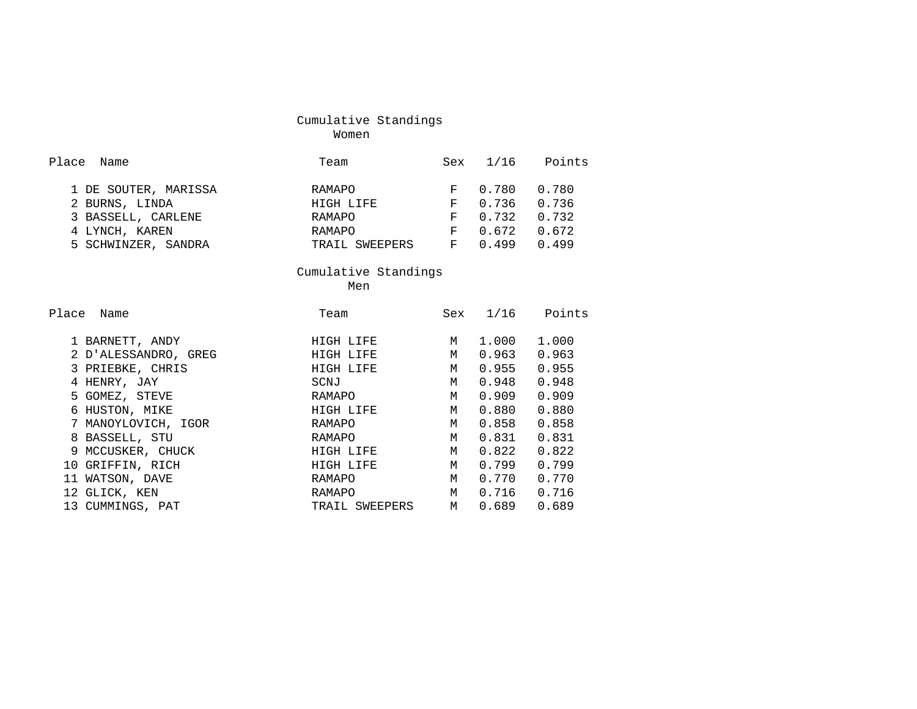## Cumulative Standings
### Women

| Place | Name | Team | Sex | 1/16 | Points |
|---|---|---|---|---|---|
| 1 | DE SOUTER, MARISSA | RAMAPO | F | 0.780 | 0.780 |
| 2 | BURNS, LINDA | HIGH LIFE | F | 0.736 | 0.736 |
| 3 | BASSELL, CARLENE | RAMAPO | F | 0.732 | 0.732 |
| 4 | LYNCH, KAREN | RAMAPO | F | 0.672 | 0.672 |
| 5 | SCHWINZER, SANDRA | TRAIL SWEEPERS | F | 0.499 | 0.499 |

## Cumulative Standings
### Men

| Place | Name | Team | Sex | 1/16 | Points |
|---|---|---|---|---|---|
| 1 | BARNETT, ANDY | HIGH LIFE | M | 1.000 | 1.000 |
| 2 | D'ALESSANDRO, GREG | HIGH LIFE | M | 0.963 | 0.963 |
| 3 | PRIEBKE, CHRIS | HIGH LIFE | M | 0.955 | 0.955 |
| 4 | HENRY, JAY | SCNJ | M | 0.948 | 0.948 |
| 5 | GOMEZ, STEVE | RAMAPO | M | 0.909 | 0.909 |
| 6 | HUSTON, MIKE | HIGH LIFE | M | 0.880 | 0.880 |
| 7 | MANOYLOVICH, IGOR | RAMAPO | M | 0.858 | 0.858 |
| 8 | BASSELL, STU | RAMAPO | M | 0.831 | 0.831 |
| 9 | MCCUSKER, CHUCK | HIGH LIFE | M | 0.822 | 0.822 |
| 10 | GRIFFIN, RICH | HIGH LIFE | M | 0.799 | 0.799 |
| 11 | WATSON, DAVE | RAMAPO | M | 0.770 | 0.770 |
| 12 | GLICK, KEN | RAMAPO | M | 0.716 | 0.716 |
| 13 | CUMMINGS, PAT | TRAIL SWEEPERS | M | 0.689 | 0.689 |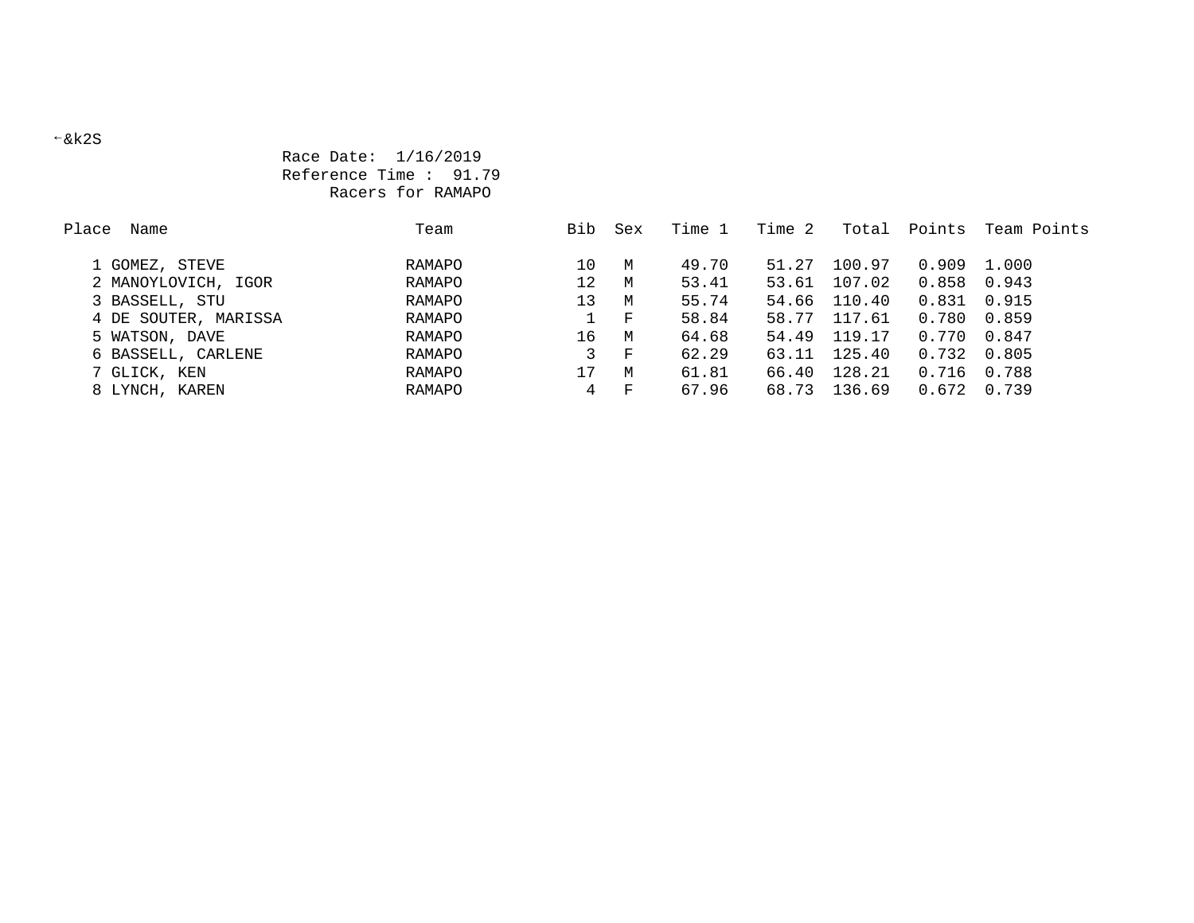←&k2S

Race Date: 1/16/2019
Reference Time : 91.79
Racers for RAMAPO

| Place | Name | Team | Bib | Sex | Time 1 | Time 2 | Total | Points | Team Points |
|---|---|---|---|---|---|---|---|---|---|
| 1 | GOMEZ, STEVE | RAMAPO | 10 | M | 49.70 | 51.27 | 100.97 | 0.909 | 1.000 |
| 2 | MANOYLOVICH, IGOR | RAMAPO | 12 | M | 53.41 | 53.61 | 107.02 | 0.858 | 0.943 |
| 3 | BASSELL, STU | RAMAPO | 13 | M | 55.74 | 54.66 | 110.40 | 0.831 | 0.915 |
| 4 | DE SOUTER, MARISSA | RAMAPO | 1 | F | 58.84 | 58.77 | 117.61 | 0.780 | 0.859 |
| 5 | WATSON, DAVE | RAMAPO | 16 | M | 64.68 | 54.49 | 119.17 | 0.770 | 0.847 |
| 6 | BASSELL, CARLENE | RAMAPO | 3 | F | 62.29 | 63.11 | 125.40 | 0.732 | 0.805 |
| 7 | GLICK, KEN | RAMAPO | 17 | M | 61.81 | 66.40 | 128.21 | 0.716 | 0.788 |
| 8 | LYNCH, KAREN | RAMAPO | 4 | F | 67.96 | 68.73 | 136.69 | 0.672 | 0.739 |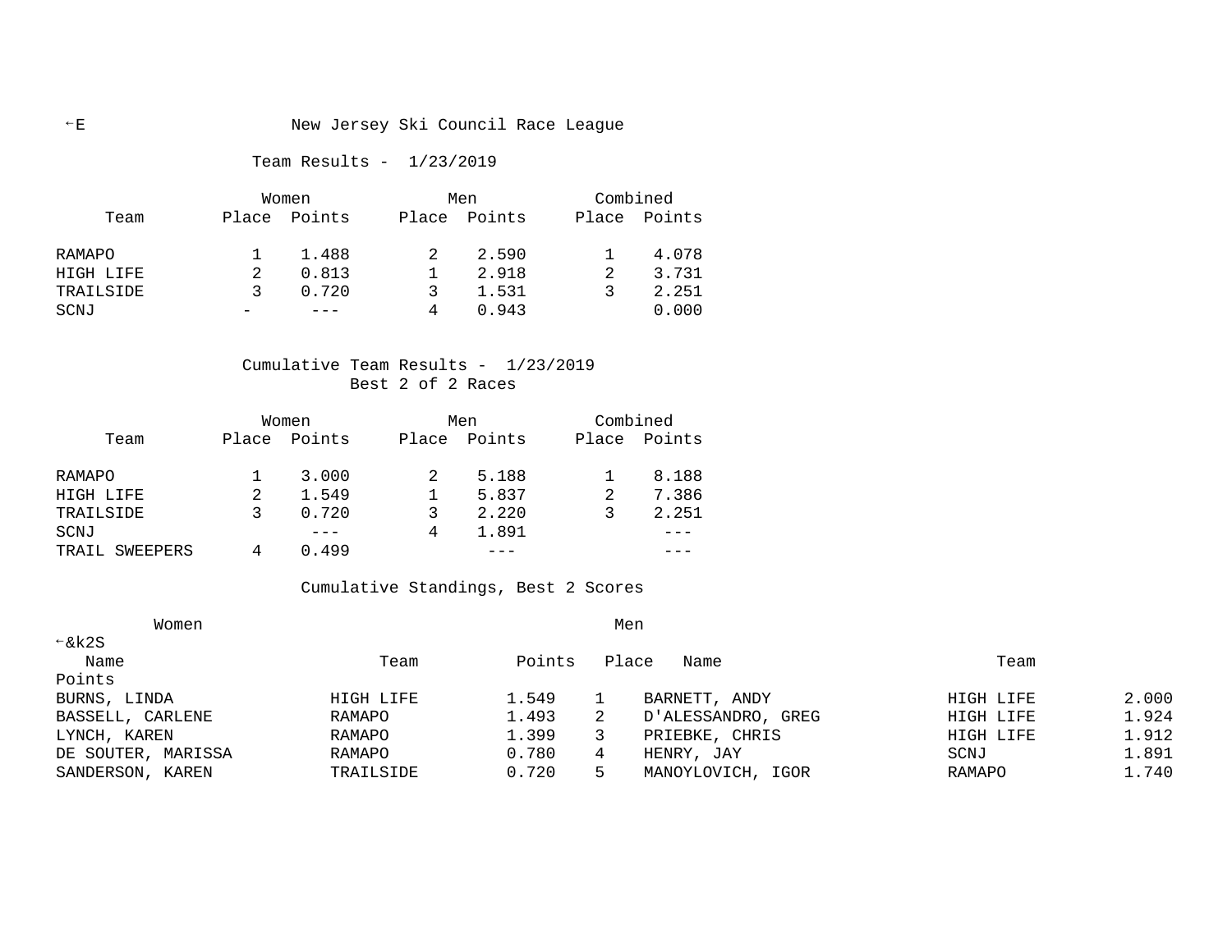# New Jersey Ski Council Race League

## Team Results - 1/23/2019

| Team | Women Place | Women Points | Men Place | Men Points | Combined Place | Combined Points |
|---|---|---|---|---|---|---|
| RAMAPO | 1 | 1.488 | 2 | 2.590 | 1 | 4.078 |
| HIGH LIFE | 2 | 0.813 | 1 | 2.918 | 2 | 3.731 |
| TRAILSIDE | 3 | 0.720 | 3 | 1.531 | 3 | 2.251 |
| SCNJ | - | --- | 4 | 0.943 | | 0.000 |

## Cumulative Team Results - 1/23/2019
Best 2 of 2 Races

| Team | Women Place | Women Points | Men Place | Men Points | Combined Place | Combined Points |
|---|---|---|---|---|---|---|
| RAMAPO | 1 | 3.000 | 2 | 5.188 | 1 | 8.188 |
| HIGH LIFE | 2 | 1.549 | 1 | 5.837 | 2 | 7.386 |
| TRAILSIDE | 3 | 0.720 | 3 | 2.220 | 3 | 2.251 |
| SCNJ | | --- | 4 | 1.891 | | --- |
| TRAIL SWEEPERS | 4 | 0.499 | | --- | | --- |

## Cumulative Standings, Best 2 Scores

| Women Name | Women Team | Women Points | Place | Men Name | Men Team | Men Points |
|---|---|---|---|---|---|---|
| BURNS, LINDA | HIGH LIFE | 1.549 | 1 | BARNETT, ANDY | HIGH LIFE | 2.000 |
| BASSELL, CARLENE | RAMAPO | 1.493 | 2 | D'ALESSANDRO, GREG | HIGH LIFE | 1.924 |
| LYNCH, KAREN | RAMAPO | 1.399 | 3 | PRIEBKE, CHRIS | HIGH LIFE | 1.912 |
| DE SOUTER, MARISSA | RAMAPO | 0.780 | 4 | HENRY, JAY | SCNJ | 1.891 |
| SANDERSON, KAREN | TRAILSIDE | 0.720 | 5 | MANOYLOVICH, IGOR | RAMAPO | 1.740 |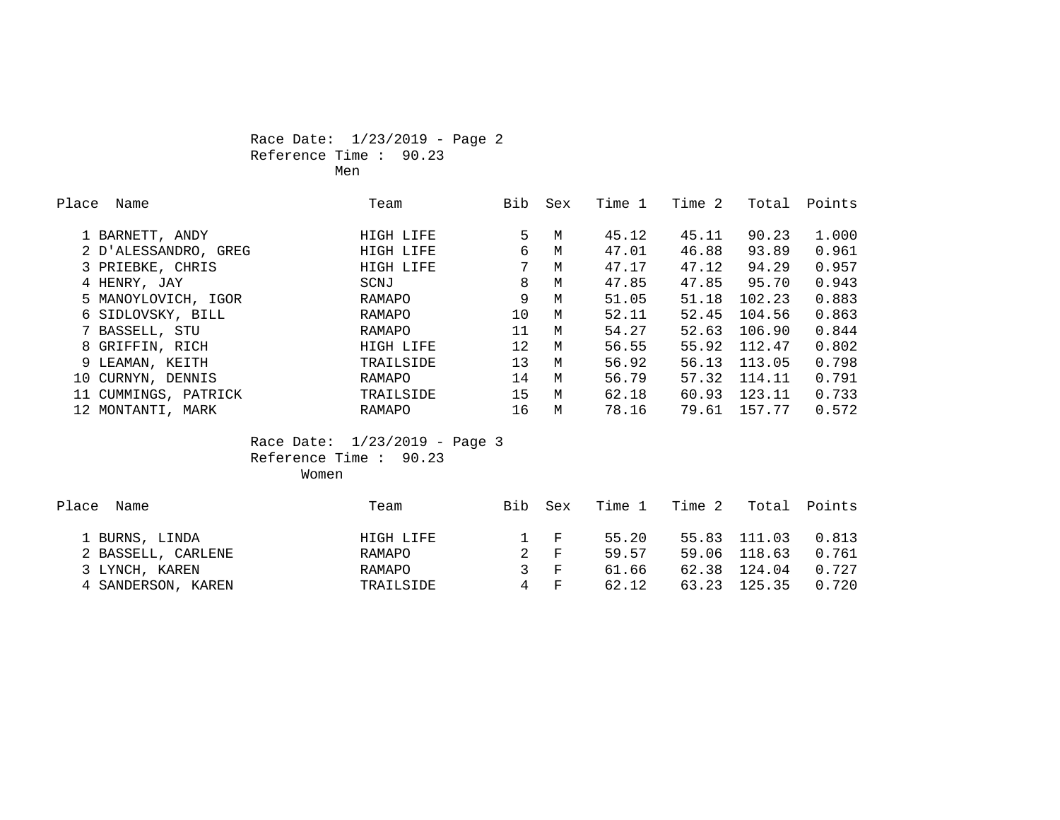Race Date: 1/23/2019 - Page 2
Reference Time : 90.23
Men

| Place | Name | Team | Bib | Sex | Time 1 | Time 2 | Total | Points |
|---|---|---|---|---|---|---|---|---|
| 1 | BARNETT, ANDY | HIGH LIFE | 5 | M | 45.12 | 45.11 | 90.23 | 1.000 |
| 2 | D'ALESSANDRO, GREG | HIGH LIFE | 6 | M | 47.01 | 46.88 | 93.89 | 0.961 |
| 3 | PRIEBKE, CHRIS | HIGH LIFE | 7 | M | 47.17 | 47.12 | 94.29 | 0.957 |
| 4 | HENRY, JAY | SCNJ | 8 | M | 47.85 | 47.85 | 95.70 | 0.943 |
| 5 | MANOYLOVICH, IGOR | RAMAPO | 9 | M | 51.05 | 51.18 | 102.23 | 0.883 |
| 6 | SIDLOVSKY, BILL | RAMAPO | 10 | M | 52.11 | 52.45 | 104.56 | 0.863 |
| 7 | BASSELL, STU | RAMAPO | 11 | M | 54.27 | 52.63 | 106.90 | 0.844 |
| 8 | GRIFFIN, RICH | HIGH LIFE | 12 | M | 56.55 | 55.92 | 112.47 | 0.802 |
| 9 | LEAMAN, KEITH | TRAILSIDE | 13 | M | 56.92 | 56.13 | 113.05 | 0.798 |
| 10 | CURNYN, DENNIS | RAMAPO | 14 | M | 56.79 | 57.32 | 114.11 | 0.791 |
| 11 | CUMMINGS, PATRICK | TRAILSIDE | 15 | M | 62.18 | 60.93 | 123.11 | 0.733 |
| 12 | MONTANTI, MARK | RAMAPO | 16 | M | 78.16 | 79.61 | 157.77 | 0.572 |

Race Date: 1/23/2019 - Page 3
Reference Time : 90.23
Women

| Place | Name | Team | Bib | Sex | Time 1 | Time 2 | Total | Points |
|---|---|---|---|---|---|---|---|---|
| 1 | BURNS, LINDA | HIGH LIFE | 1 | F | 55.20 | 55.83 | 111.03 | 0.813 |
| 2 | BASSELL, CARLENE | RAMAPO | 2 | F | 59.57 | 59.06 | 118.63 | 0.761 |
| 3 | LYNCH, KAREN | RAMAPO | 3 | F | 61.66 | 62.38 | 124.04 | 0.727 |
| 4 | SANDERSON, KAREN | TRAILSIDE | 4 | F | 62.12 | 63.23 | 125.35 | 0.720 |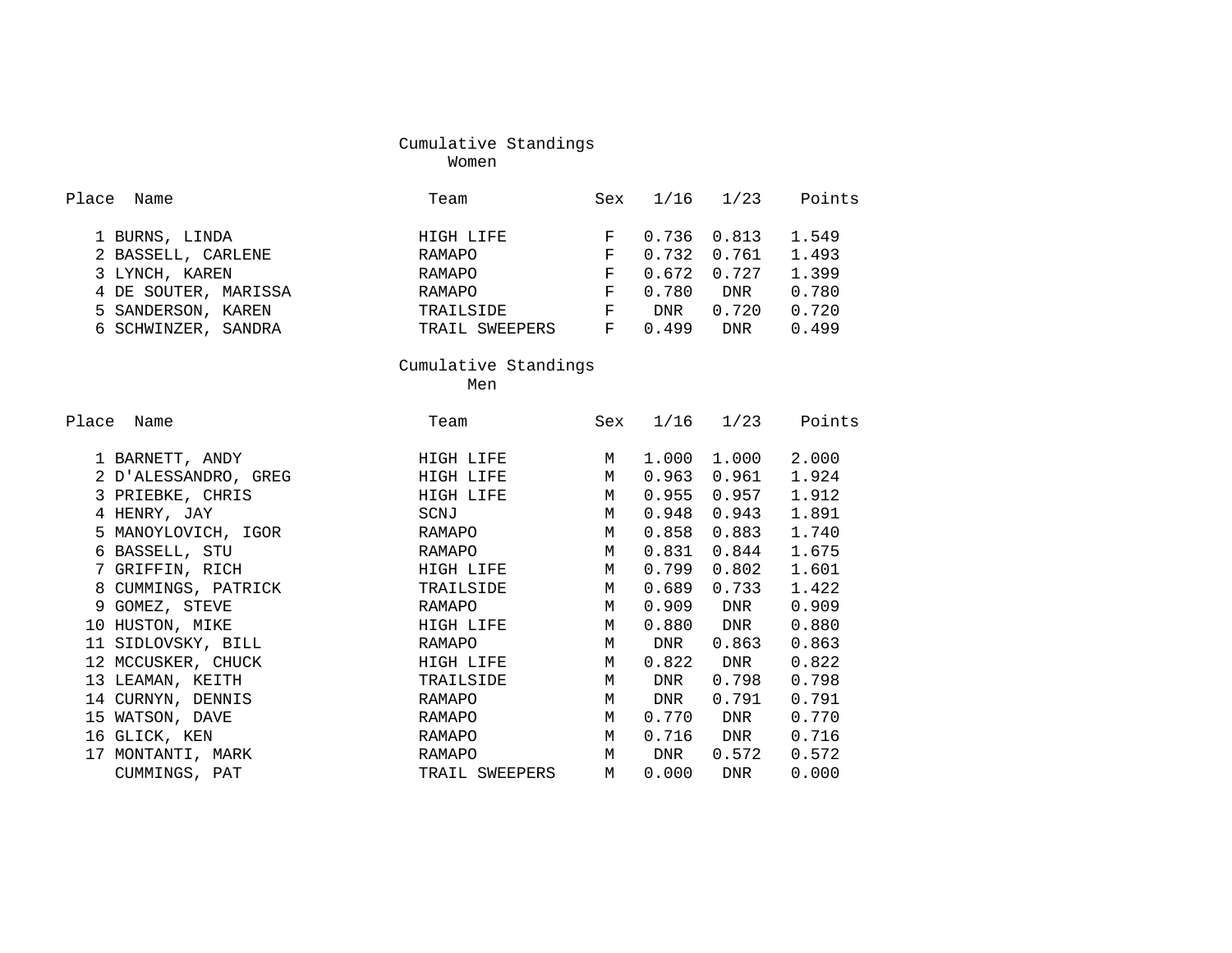## Cumulative Standings
### Women

| Place | Name | Team | Sex | 1/16 | 1/23 | Points |
|---|---|---|---|---|---|---|
| 1 | BURNS, LINDA | HIGH LIFE | F | 0.736 | 0.813 | 1.549 |
| 2 | BASSELL, CARLENE | RAMAPO | F | 0.732 | 0.761 | 1.493 |
| 3 | LYNCH, KAREN | RAMAPO | F | 0.672 | 0.727 | 1.399 |
| 4 | DE SOUTER, MARISSA | RAMAPO | F | 0.780 | DNR | 0.780 |
| 5 | SANDERSON, KAREN | TRAILSIDE | F | DNR | 0.720 | 0.720 |
| 6 | SCHWINZER, SANDRA | TRAIL SWEEPERS | F | 0.499 | DNR | 0.499 |

## Cumulative Standings
### Men

| Place | Name | Team | Sex | 1/16 | 1/23 | Points |
|---|---|---|---|---|---|---|
| 1 | BARNETT, ANDY | HIGH LIFE | M | 1.000 | 1.000 | 2.000 |
| 2 | D'ALESSANDRO, GREG | HIGH LIFE | M | 0.963 | 0.961 | 1.924 |
| 3 | PRIEBKE, CHRIS | HIGH LIFE | M | 0.955 | 0.957 | 1.912 |
| 4 | HENRY, JAY | SCNJ | M | 0.948 | 0.943 | 1.891 |
| 5 | MANOYLOVICH, IGOR | RAMAPO | M | 0.858 | 0.883 | 1.740 |
| 6 | BASSELL, STU | RAMAPO | M | 0.831 | 0.844 | 1.675 |
| 7 | GRIFFIN, RICH | HIGH LIFE | M | 0.799 | 0.802 | 1.601 |
| 8 | CUMMINGS, PATRICK | TRAILSIDE | M | 0.689 | 0.733 | 1.422 |
| 9 | GOMEZ, STEVE | RAMAPO | M | 0.909 | DNR | 0.909 |
| 10 | HUSTON, MIKE | HIGH LIFE | M | 0.880 | DNR | 0.880 |
| 11 | SIDLOVSKY, BILL | RAMAPO | M | DNR | 0.863 | 0.863 |
| 12 | MCCUSKER, CHUCK | HIGH LIFE | M | 0.822 | DNR | 0.822 |
| 13 | LEAMAN, KEITH | TRAILSIDE | M | DNR | 0.798 | 0.798 |
| 14 | CURNYN, DENNIS | RAMAPO | M | DNR | 0.791 | 0.791 |
| 15 | WATSON, DAVE | RAMAPO | M | 0.770 | DNR | 0.770 |
| 16 | GLICK, KEN | RAMAPO | M | 0.716 | DNR | 0.716 |
| 17 | MONTANTI, MARK | RAMAPO | M | DNR | 0.572 | 0.572 |
| | CUMMINGS, PAT | TRAIL SWEEPERS | M | 0.000 | DNR | 0.000 |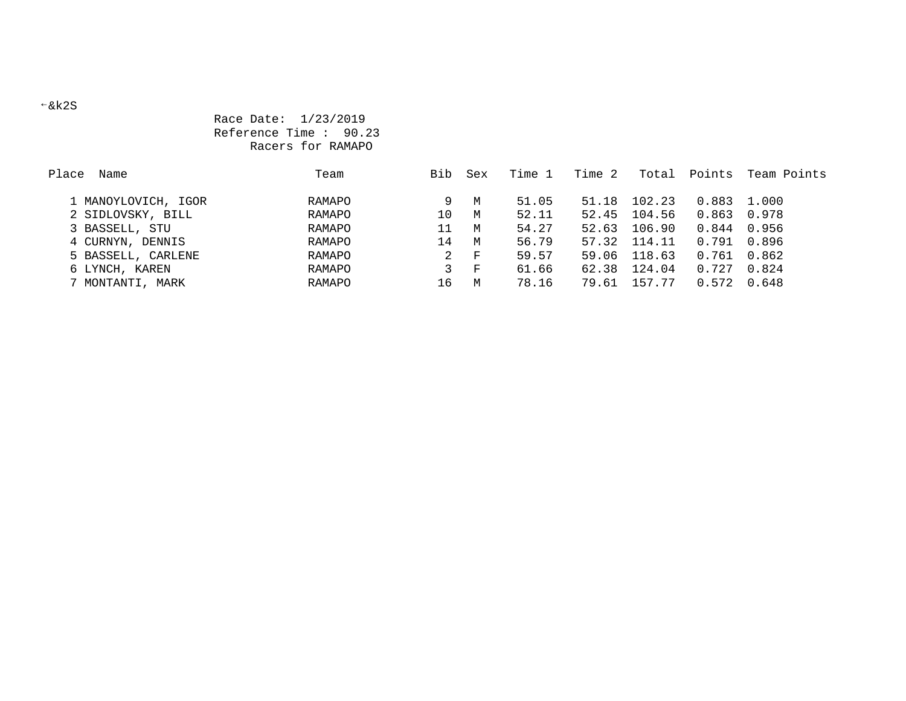←&k2S

Race Date: 1/23/2019
Reference Time : 90.23
Racers for RAMAPO

| Place | Name | Team | Bib | Sex | Time 1 | Time 2 | Total | Points | Team Points |
|---|---|---|---|---|---|---|---|---|---|
| 1 | MANOYLOVICH, IGOR | RAMAPO | 9 | M | 51.05 | 51.18 | 102.23 | 0.883 | 1.000 |
| 2 | SIDLOVSKY, BILL | RAMAPO | 10 | M | 52.11 | 52.45 | 104.56 | 0.863 | 0.978 |
| 3 | BASSELL, STU | RAMAPO | 11 | M | 54.27 | 52.63 | 106.90 | 0.844 | 0.956 |
| 4 | CURNYN, DENNIS | RAMAPO | 14 | M | 56.79 | 57.32 | 114.11 | 0.791 | 0.896 |
| 5 | BASSELL, CARLENE | RAMAPO | 2 | F | 59.57 | 59.06 | 118.63 | 0.761 | 0.862 |
| 6 | LYNCH, KAREN | RAMAPO | 3 | F | 61.66 | 62.38 | 124.04 | 0.727 | 0.824 |
| 7 | MONTANTI, MARK | RAMAPO | 16 | M | 78.16 | 79.61 | 157.77 | 0.572 | 0.648 |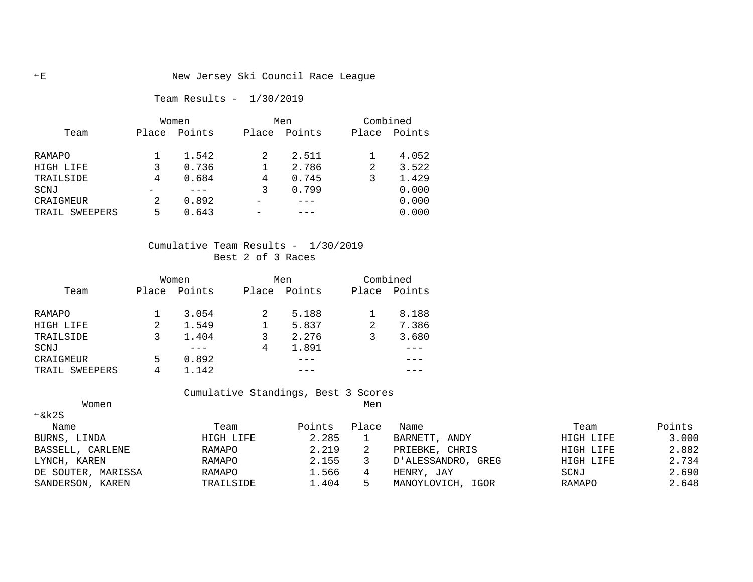# New Jersey Ski Council Race League

## Team Results - 1/30/2019

| Team | Women Place | Women Points | Men Place | Men Points | Combined Place | Combined Points |
|---|---|---|---|---|---|---|
| RAMAPO | 1 | 1.542 | 2 | 2.511 | 1 | 4.052 |
| HIGH LIFE | 3 | 0.736 | 1 | 2.786 | 2 | 3.522 |
| TRAILSIDE | 4 | 0.684 | 4 | 0.745 | 3 | 1.429 |
| SCNJ | - | --- | 3 | 0.799 | | 0.000 |
| CRAIGMEUR | 2 | 0.892 | - | --- | | 0.000 |
| TRAIL SWEEPERS | 5 | 0.643 | - | --- | | 0.000 |

## Cumulative Team Results - 1/30/2019

Best 2 of 3 Races

| Team | Women Place | Women Points | Men Place | Men Points | Combined Place | Combined Points |
|---|---|---|---|---|---|---|
| RAMAPO | 1 | 3.054 | 2 | 5.188 | 1 | 8.188 |
| HIGH LIFE | 2 | 1.549 | 1 | 5.837 | 2 | 7.386 |
| TRAILSIDE | 3 | 1.404 | 3 | 2.276 | 3 | 3.680 |
| SCNJ | | --- | 4 | 1.891 | | --- |
| CRAIGMEUR | 5 | 0.892 | | --- | | --- |
| TRAIL SWEEPERS | 4 | 1.142 | | --- | | --- |

## Cumulative Standings, Best 3 Scores

| Women Name | Team | Points | Place | Men Name | Team | Points |
|---|---|---|---|---|---|---|
| BURNS, LINDA | HIGH LIFE | 2.285 | 1 | BARNETT, ANDY | HIGH LIFE | 3.000 |
| BASSELL, CARLENE | RAMAPO | 2.219 | 2 | PRIEBKE, CHRIS | HIGH LIFE | 2.882 |
| LYNCH, KAREN | RAMAPO | 2.155 | 3 | D'ALESSANDRO, GREG | HIGH LIFE | 2.734 |
| DE SOUTER, MARISSA | RAMAPO | 1.566 | 4 | HENRY, JAY | SCNJ | 2.690 |
| SANDERSON, KAREN | TRAILSIDE | 1.404 | 5 | MANOYLOVICH, IGOR | RAMAPO | 2.648 |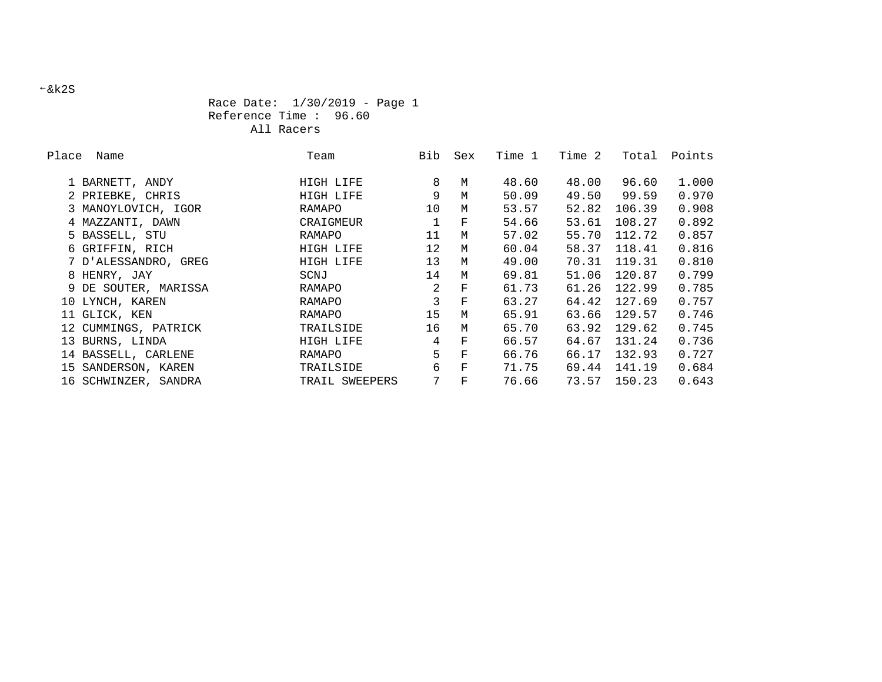←&k2S

Race Date: 1/30/2019 - Page 1
Reference Time : 96.60
All Racers

| Place | Name | Team | Bib | Sex | Time 1 | Time 2 | Total | Points |
|---|---|---|---|---|---|---|---|---|
| 1 | BARNETT, ANDY | HIGH LIFE | 8 | M | 48.60 | 48.00 | 96.60 | 1.000 |
| 2 | PRIEBKE, CHRIS | HIGH LIFE | 9 | M | 50.09 | 49.50 | 99.59 | 0.970 |
| 3 | MANOYLOVICH, IGOR | RAMAPO | 10 | M | 53.57 | 52.82 | 106.39 | 0.908 |
| 4 | MAZZANTI, DAWN | CRAIGMEUR | 1 | F | 54.66 | 53.61 | 108.27 | 0.892 |
| 5 | BASSELL, STU | RAMAPO | 11 | M | 57.02 | 55.70 | 112.72 | 0.857 |
| 6 | GRIFFIN, RICH | HIGH LIFE | 12 | M | 60.04 | 58.37 | 118.41 | 0.816 |
| 7 | D'ALESSANDRO, GREG | HIGH LIFE | 13 | M | 49.00 | 70.31 | 119.31 | 0.810 |
| 8 | HENRY, JAY | SCNJ | 14 | M | 69.81 | 51.06 | 120.87 | 0.799 |
| 9 | DE SOUTER, MARISSA | RAMAPO | 2 | F | 61.73 | 61.26 | 122.99 | 0.785 |
| 10 | LYNCH, KAREN | RAMAPO | 3 | F | 63.27 | 64.42 | 127.69 | 0.757 |
| 11 | GLICK, KEN | RAMAPO | 15 | M | 65.91 | 63.66 | 129.57 | 0.746 |
| 12 | CUMMINGS, PATRICK | TRAILSIDE | 16 | M | 65.70 | 63.92 | 129.62 | 0.745 |
| 13 | BURNS, LINDA | HIGH LIFE | 4 | F | 66.57 | 64.67 | 131.24 | 0.736 |
| 14 | BASSELL, CARLENE | RAMAPO | 5 | F | 66.76 | 66.17 | 132.93 | 0.727 |
| 15 | SANDERSON, KAREN | TRAILSIDE | 6 | F | 71.75 | 69.44 | 141.19 | 0.684 |
| 16 | SCHWINZER, SANDRA | TRAIL SWEEPERS | 7 | F | 76.66 | 73.57 | 150.23 | 0.643 |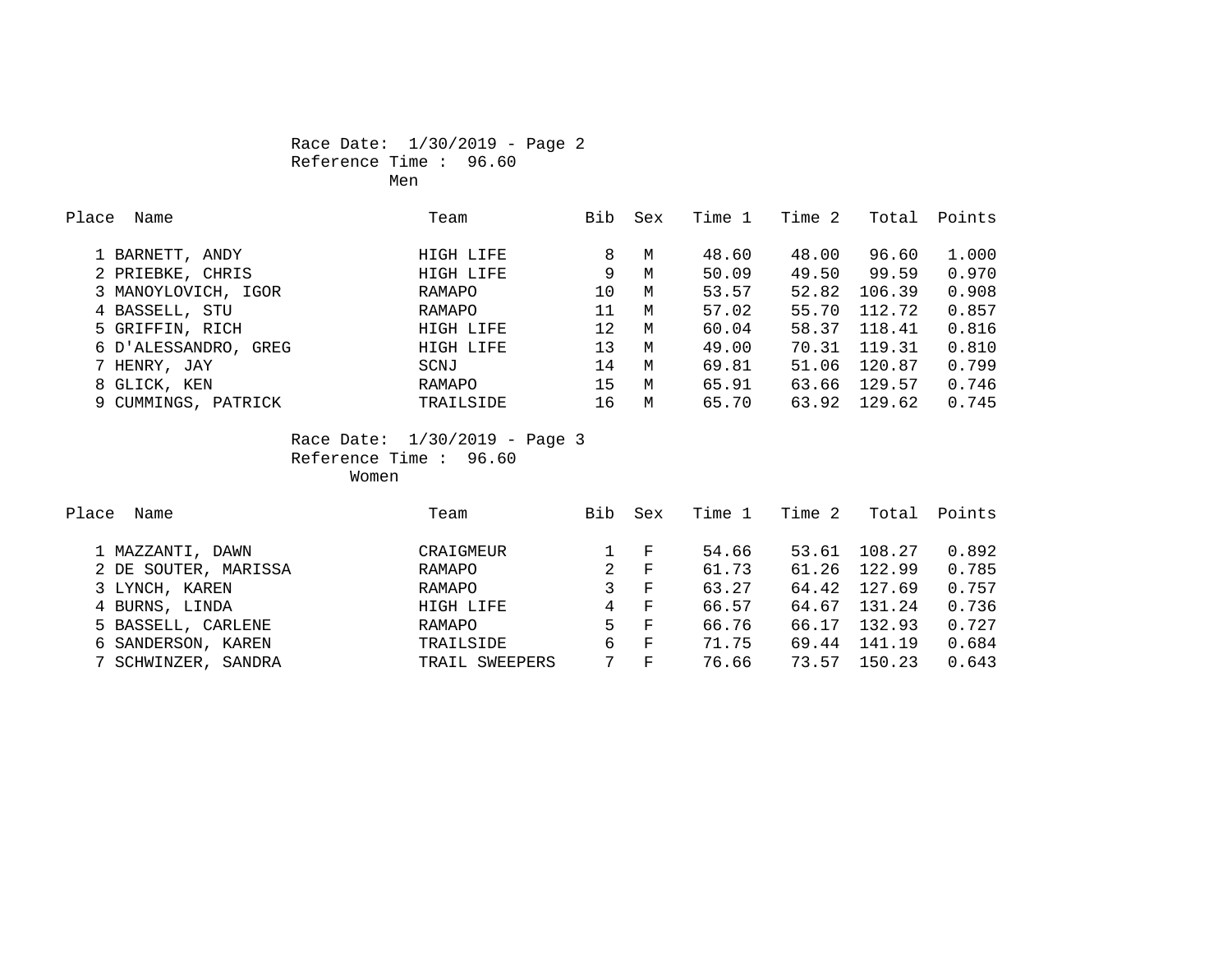Race Date: 1/30/2019 - Page 2

Reference Time : 96.60

Men

| Place | Name | Team | Bib | Sex | Time 1 | Time 2 | Total | Points |
|---|---|---|---|---|---|---|---|---|
| 1 | BARNETT, ANDY | HIGH LIFE | 8 | M | 48.60 | 48.00 | 96.60 | 1.000 |
| 2 | PRIEBKE, CHRIS | HIGH LIFE | 9 | M | 50.09 | 49.50 | 99.59 | 0.970 |
| 3 | MANOYLOVICH, IGOR | RAMAPO | 10 | M | 53.57 | 52.82 | 106.39 | 0.908 |
| 4 | BASSELL, STU | RAMAPO | 11 | M | 57.02 | 55.70 | 112.72 | 0.857 |
| 5 | GRIFFIN, RICH | HIGH LIFE | 12 | M | 60.04 | 58.37 | 118.41 | 0.816 |
| 6 | D'ALESSANDRO, GREG | HIGH LIFE | 13 | M | 49.00 | 70.31 | 119.31 | 0.810 |
| 7 | HENRY, JAY | SCNJ | 14 | M | 69.81 | 51.06 | 120.87 | 0.799 |
| 8 | GLICK, KEN | RAMAPO | 15 | M | 65.91 | 63.66 | 129.57 | 0.746 |
| 9 | CUMMINGS, PATRICK | TRAILSIDE | 16 | M | 65.70 | 63.92 | 129.62 | 0.745 |

Race Date: 1/30/2019 - Page 3

Reference Time : 96.60

Women

| Place | Name | Team | Bib | Sex | Time 1 | Time 2 | Total | Points |
|---|---|---|---|---|---|---|---|---|
| 1 | MAZZANTI, DAWN | CRAIGMEUR | 1 | F | 54.66 | 53.61 | 108.27 | 0.892 |
| 2 | DE SOUTER, MARISSA | RAMAPO | 2 | F | 61.73 | 61.26 | 122.99 | 0.785 |
| 3 | LYNCH, KAREN | RAMAPO | 3 | F | 63.27 | 64.42 | 127.69 | 0.757 |
| 4 | BURNS, LINDA | HIGH LIFE | 4 | F | 66.57 | 64.67 | 131.24 | 0.736 |
| 5 | BASSELL, CARLENE | RAMAPO | 5 | F | 66.76 | 66.17 | 132.93 | 0.727 |
| 6 | SANDERSON, KAREN | TRAILSIDE | 6 | F | 71.75 | 69.44 | 141.19 | 0.684 |
| 7 | SCHWINZER, SANDRA | TRAIL SWEEPERS | 7 | F | 76.66 | 73.57 | 150.23 | 0.643 |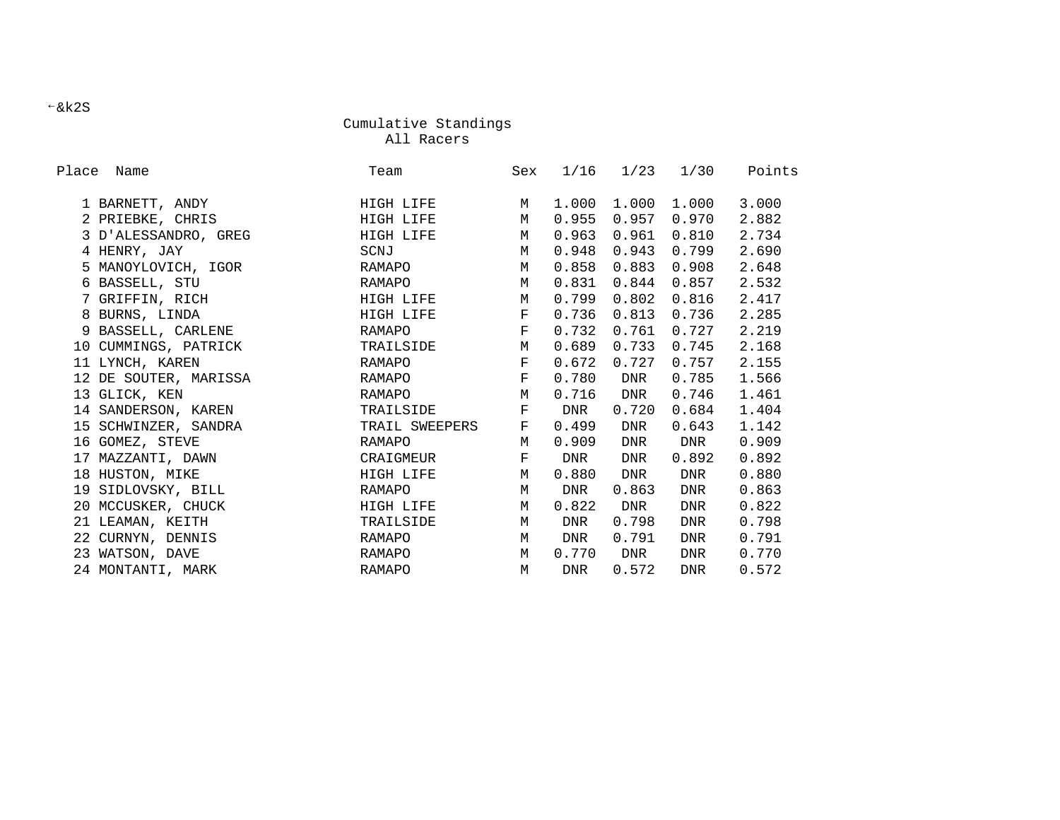←&k2S

## Cumulative Standings
### All Racers

| Place | Name | Team | Sex | 1/16 | 1/23 | 1/30 | Points |
|---|---|---|---|---|---|---|---|
| 1 | BARNETT, ANDY | HIGH LIFE | M | 1.000 | 1.000 | 1.000 | 3.000 |
| 2 | PRIEBKE, CHRIS | HIGH LIFE | M | 0.955 | 0.957 | 0.970 | 2.882 |
| 3 | D'ALESSANDRO, GREG | HIGH LIFE | M | 0.963 | 0.961 | 0.810 | 2.734 |
| 4 | HENRY, JAY | SCNJ | M | 0.948 | 0.943 | 0.799 | 2.690 |
| 5 | MANOYLOVICH, IGOR | RAMAPO | M | 0.858 | 0.883 | 0.908 | 2.648 |
| 6 | BASSELL, STU | RAMAPO | M | 0.831 | 0.844 | 0.857 | 2.532 |
| 7 | GRIFFIN, RICH | HIGH LIFE | M | 0.799 | 0.802 | 0.816 | 2.417 |
| 8 | BURNS, LINDA | HIGH LIFE | F | 0.736 | 0.813 | 0.736 | 2.285 |
| 9 | BASSELL, CARLENE | RAMAPO | F | 0.732 | 0.761 | 0.727 | 2.219 |
| 10 | CUMMINGS, PATRICK | TRAILSIDE | M | 0.689 | 0.733 | 0.745 | 2.168 |
| 11 | LYNCH, KAREN | RAMAPO | F | 0.672 | 0.727 | 0.757 | 2.155 |
| 12 | DE SOUTER, MARISSA | RAMAPO | F | 0.780 | DNR | 0.785 | 1.566 |
| 13 | GLICK, KEN | RAMAPO | M | 0.716 | DNR | 0.746 | 1.461 |
| 14 | SANDERSON, KAREN | TRAILSIDE | F | DNR | 0.720 | 0.684 | 1.404 |
| 15 | SCHWINZER, SANDRA | TRAIL SWEEPERS | F | 0.499 | DNR | 0.643 | 1.142 |
| 16 | GOMEZ, STEVE | RAMAPO | M | 0.909 | DNR | DNR | 0.909 |
| 17 | MAZZANTI, DAWN | CRAIGMEUR | F | DNR | DNR | 0.892 | 0.892 |
| 18 | HUSTON, MIKE | HIGH LIFE | M | 0.880 | DNR | DNR | 0.880 |
| 19 | SIDLOVSKY, BILL | RAMAPO | M | DNR | 0.863 | DNR | 0.863 |
| 20 | MCCUSKER, CHUCK | HIGH LIFE | M | 0.822 | DNR | DNR | 0.822 |
| 21 | LEAMAN, KEITH | TRAILSIDE | M | DNR | 0.798 | DNR | 0.798 |
| 22 | CURNYN, DENNIS | RAMAPO | M | DNR | 0.791 | DNR | 0.791 |
| 23 | WATSON, DAVE | RAMAPO | M | 0.770 | DNR | DNR | 0.770 |
| 24 | MONTANTI, MARK | RAMAPO | M | DNR | 0.572 | DNR | 0.572 |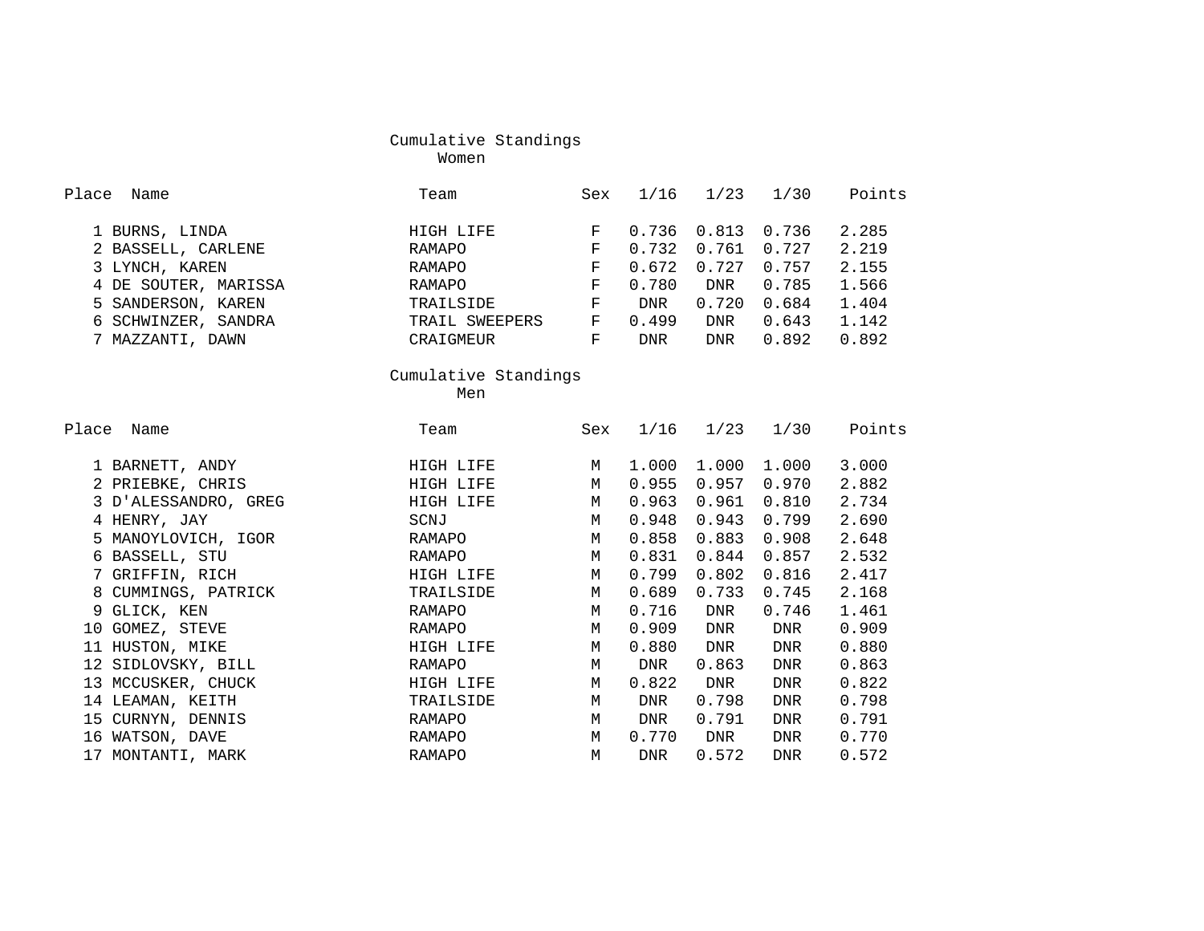## Cumulative Standings
### Women

| Place | Name | Team | Sex | 1/16 | 1/23 | 1/30 | Points |
|---|---|---|---|---|---|---|---|
| 1 | BURNS, LINDA | HIGH LIFE | F | 0.736 | 0.813 | 0.736 | 2.285 |
| 2 | BASSELL, CARLENE | RAMAPO | F | 0.732 | 0.761 | 0.727 | 2.219 |
| 3 | LYNCH, KAREN | RAMAPO | F | 0.672 | 0.727 | 0.757 | 2.155 |
| 4 | DE SOUTER, MARISSA | RAMAPO | F | 0.780 | DNR | 0.785 | 1.566 |
| 5 | SANDERSON, KAREN | TRAILSIDE | F | DNR | 0.720 | 0.684 | 1.404 |
| 6 | SCHWINZER, SANDRA | TRAIL SWEEPERS | F | 0.499 | DNR | 0.643 | 1.142 |
| 7 | MAZZANTI, DAWN | CRAIGMEUR | F | DNR | DNR | 0.892 | 0.892 |

## Cumulative Standings
### Men

| Place | Name | Team | Sex | 1/16 | 1/23 | 1/30 | Points |
|---|---|---|---|---|---|---|---|
| 1 | BARNETT, ANDY | HIGH LIFE | M | 1.000 | 1.000 | 1.000 | 3.000 |
| 2 | PRIEBKE, CHRIS | HIGH LIFE | M | 0.955 | 0.957 | 0.970 | 2.882 |
| 3 | D'ALESSANDRO, GREG | HIGH LIFE | M | 0.963 | 0.961 | 0.810 | 2.734 |
| 4 | HENRY, JAY | SCNJ | M | 0.948 | 0.943 | 0.799 | 2.690 |
| 5 | MANOYLOVICH, IGOR | RAMAPO | M | 0.858 | 0.883 | 0.908 | 2.648 |
| 6 | BASSELL, STU | RAMAPO | M | 0.831 | 0.844 | 0.857 | 2.532 |
| 7 | GRIFFIN, RICH | HIGH LIFE | M | 0.799 | 0.802 | 0.816 | 2.417 |
| 8 | CUMMINGS, PATRICK | TRAILSIDE | M | 0.689 | 0.733 | 0.745 | 2.168 |
| 9 | GLICK, KEN | RAMAPO | M | 0.716 | DNR | 0.746 | 1.461 |
| 10 | GOMEZ, STEVE | RAMAPO | M | 0.909 | DNR | DNR | 0.909 |
| 11 | HUSTON, MIKE | HIGH LIFE | M | 0.880 | DNR | DNR | 0.880 |
| 12 | SIDLOVSKY, BILL | RAMAPO | M | DNR | 0.863 | DNR | 0.863 |
| 13 | MCCUSKER, CHUCK | HIGH LIFE | M | 0.822 | DNR | DNR | 0.822 |
| 14 | LEAMAN, KEITH | TRAILSIDE | M | DNR | 0.798 | DNR | 0.798 |
| 15 | CURNYN, DENNIS | RAMAPO | M | DNR | 0.791 | DNR | 0.791 |
| 16 | WATSON, DAVE | RAMAPO | M | 0.770 | DNR | DNR | 0.770 |
| 17 | MONTANTI, MARK | RAMAPO | M | DNR | 0.572 | DNR | 0.572 |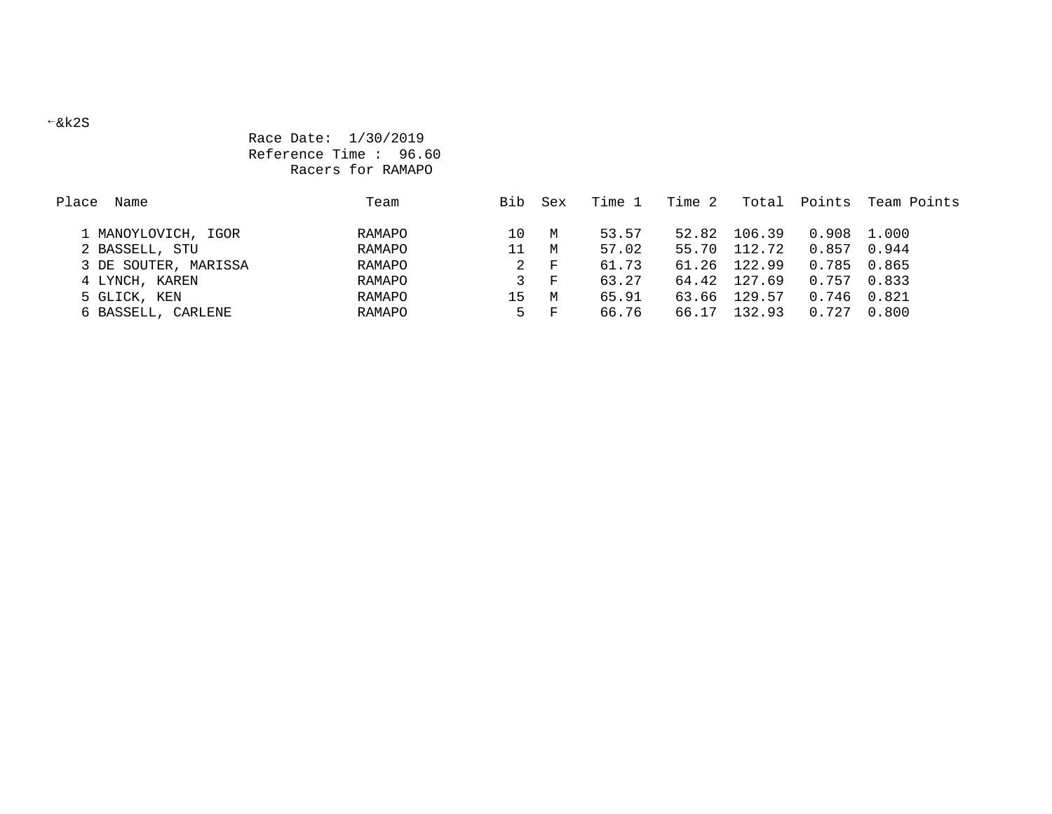←&k2S

Race Date: 1/30/2019

Reference Time : 96.60

Racers for RAMAPO

| Place | Name | Team | Bib | Sex | Time 1 | Time 2 | Total | Points | Team Points |
|---|---|---|---|---|---|---|---|---|---|
| 1 | MANOYLOVICH, IGOR | RAMAPO | 10 | M | 53.57 | 52.82 | 106.39 | 0.908 | 1.000 |
| 2 | BASSELL, STU | RAMAPO | 11 | M | 57.02 | 55.70 | 112.72 | 0.857 | 0.944 |
| 3 | DE SOUTER, MARISSA | RAMAPO | 2 | F | 61.73 | 61.26 | 122.99 | 0.785 | 0.865 |
| 4 | LYNCH, KAREN | RAMAPO | 3 | F | 63.27 | 64.42 | 127.69 | 0.757 | 0.833 |
| 5 | GLICK, KEN | RAMAPO | 15 | M | 65.91 | 63.66 | 129.57 | 0.746 | 0.821 |
| 6 | BASSELL, CARLENE | RAMAPO | 5 | F | 66.76 | 66.17 | 132.93 | 0.727 | 0.800 |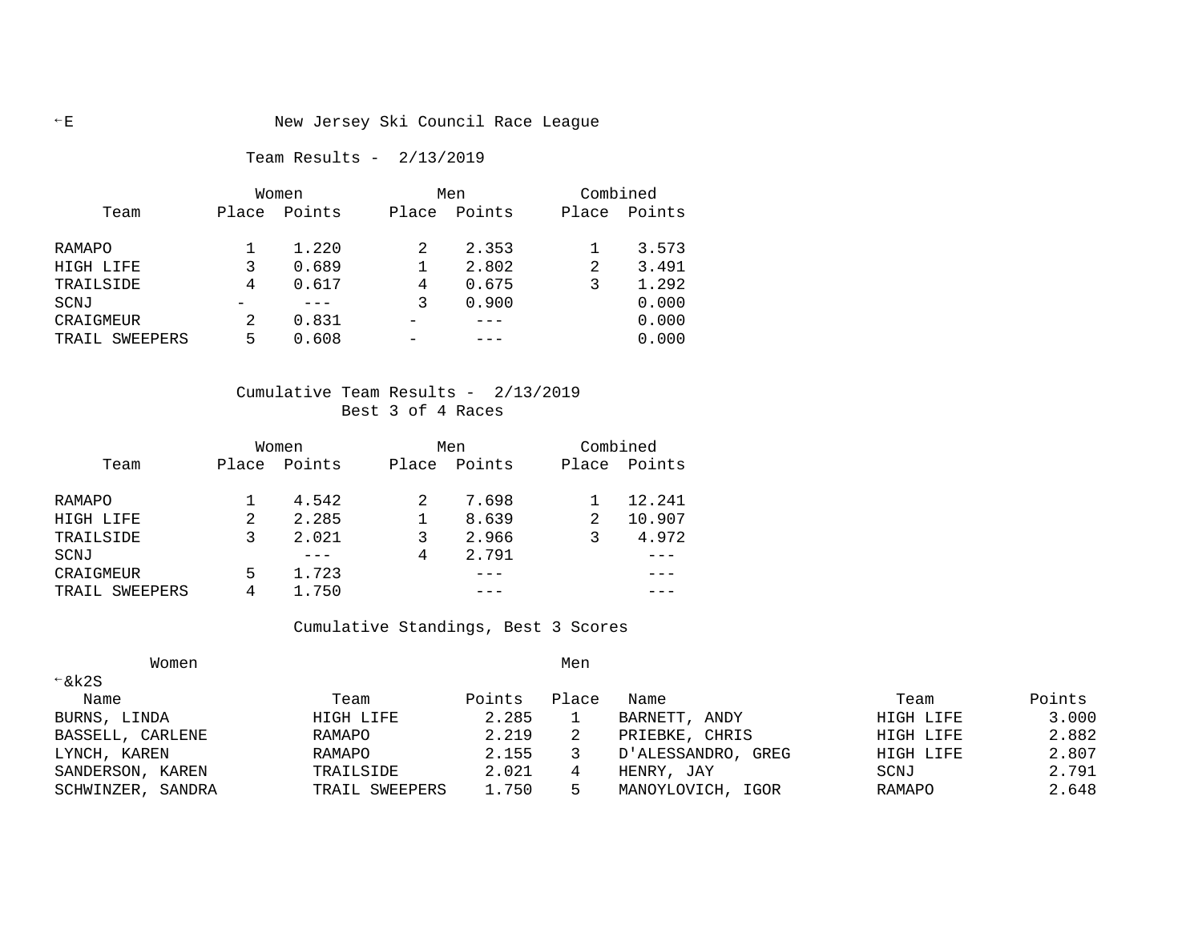# New Jersey Ski Council Race League

## Team Results - 2/13/2019

| Team | Women | | Men | | Combined | |
|---|---|---|---|---|---|---|
| | Place | Points | Place | Points | Place | Points |
| RAMAPO | 1 | 1.220 | 2 | 2.353 | 1 | 3.573 |
| HIGH LIFE | 3 | 0.689 | 1 | 2.802 | 2 | 3.491 |
| TRAILSIDE | 4 | 0.617 | 4 | 0.675 | 3 | 1.292 |
| SCNJ | - | --- | 3 | 0.900 | | 0.000 |
| CRAIGMEUR | 2 | 0.831 | - | --- | | 0.000 |
| TRAIL SWEEPERS | 5 | 0.608 | - | --- | | 0.000 |

## Cumulative Team Results - 2/13/2019

Best 3 of 4 Races

| Team | Women | | Men | | Combined | |
|---|---|---|---|---|---|---|
| | Place | Points | Place | Points | Place | Points |
| RAMAPO | 1 | 4.542 | 2 | 7.698 | 1 | 12.241 |
| HIGH LIFE | 2 | 2.285 | 1 | 8.639 | 2 | 10.907 |
| TRAILSIDE | 3 | 2.021 | 3 | 2.966 | 3 | 4.972 |
| SCNJ | | --- | 4 | 2.791 | | --- |
| CRAIGMEUR | 5 | 1.723 | | --- | | --- |
| TRAIL SWEEPERS | 4 | 1.750 | | --- | | --- |

## Cumulative Standings, Best 3 Scores

| Women | | | | Men | | |
|---|---|---|---|---|---|---|
| Name | Team | Points | Place | Name | Team | Points |
| BURNS, LINDA | HIGH LIFE | 2.285 | 1 | BARNETT, ANDY | HIGH LIFE | 3.000 |
| BASSELL, CARLENE | RAMAPO | 2.219 | 2 | PRIEBKE, CHRIS | HIGH LIFE | 2.882 |
| LYNCH, KAREN | RAMAPO | 2.155 | 3 | D'ALESSANDRO, GREG | HIGH LIFE | 2.807 |
| SANDERSON, KAREN | TRAILSIDE | 2.021 | 4 | HENRY, JAY | SCNJ | 2.791 |
| SCHWINZER, SANDRA | TRAIL SWEEPERS | 1.750 | 5 | MANOYLOVICH, IGOR | RAMAPO | 2.648 |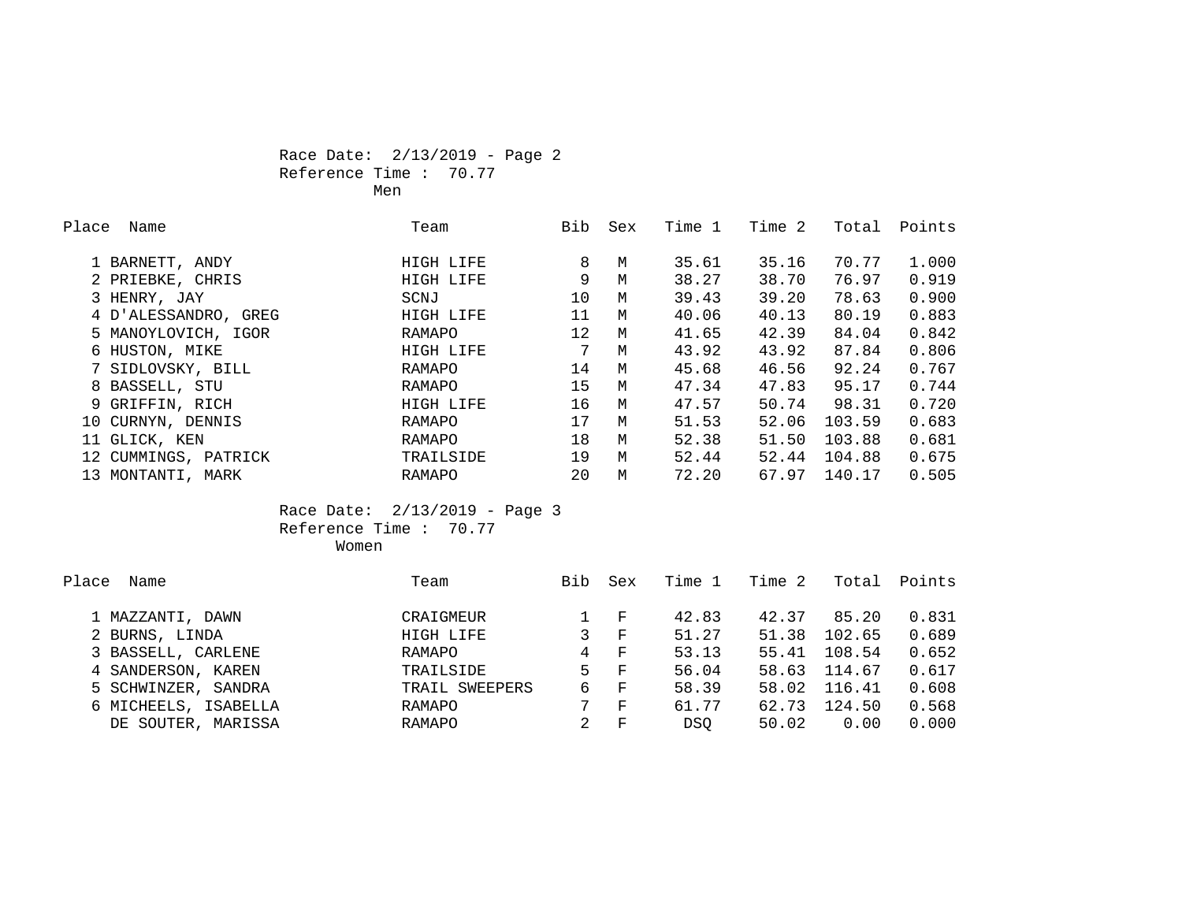Race Date: 2/13/2019 - Page 2
Reference Time : 70.77
Men

| Place | Name | Team | Bib | Sex | Time 1 | Time 2 | Total | Points |
|---|---|---|---|---|---|---|---|---|
| 1 | BARNETT, ANDY | HIGH LIFE | 8 | M | 35.61 | 35.16 | 70.77 | 1.000 |
| 2 | PRIEBKE, CHRIS | HIGH LIFE | 9 | M | 38.27 | 38.70 | 76.97 | 0.919 |
| 3 | HENRY, JAY | SCNJ | 10 | M | 39.43 | 39.20 | 78.63 | 0.900 |
| 4 | D'ALESSANDRO, GREG | HIGH LIFE | 11 | M | 40.06 | 40.13 | 80.19 | 0.883 |
| 5 | MANOYLOVICH, IGOR | RAMAPO | 12 | M | 41.65 | 42.39 | 84.04 | 0.842 |
| 6 | HUSTON, MIKE | HIGH LIFE | 7 | M | 43.92 | 43.92 | 87.84 | 0.806 |
| 7 | SIDLOVSKY, BILL | RAMAPO | 14 | M | 45.68 | 46.56 | 92.24 | 0.767 |
| 8 | BASSELL, STU | RAMAPO | 15 | M | 47.34 | 47.83 | 95.17 | 0.744 |
| 9 | GRIFFIN, RICH | HIGH LIFE | 16 | M | 47.57 | 50.74 | 98.31 | 0.720 |
| 10 | CURNYN, DENNIS | RAMAPO | 17 | M | 51.53 | 52.06 | 103.59 | 0.683 |
| 11 | GLICK, KEN | RAMAPO | 18 | M | 52.38 | 51.50 | 103.88 | 0.681 |
| 12 | CUMMINGS, PATRICK | TRAILSIDE | 19 | M | 52.44 | 52.44 | 104.88 | 0.675 |
| 13 | MONTANTI, MARK | RAMAPO | 20 | M | 72.20 | 67.97 | 140.17 | 0.505 |

Race Date: 2/13/2019 - Page 3
Reference Time : 70.77
Women

| Place | Name | Team | Bib | Sex | Time 1 | Time 2 | Total | Points |
|---|---|---|---|---|---|---|---|---|
| 1 | MAZZANTI, DAWN | CRAIGMEUR | 1 | F | 42.83 | 42.37 | 85.20 | 0.831 |
| 2 | BURNS, LINDA | HIGH LIFE | 3 | F | 51.27 | 51.38 | 102.65 | 0.689 |
| 3 | BASSELL, CARLENE | RAMAPO | 4 | F | 53.13 | 55.41 | 108.54 | 0.652 |
| 4 | SANDERSON, KAREN | TRAILSIDE | 5 | F | 56.04 | 58.63 | 114.67 | 0.617 |
| 5 | SCHWINZER, SANDRA | TRAIL SWEEPERS | 6 | F | 58.39 | 58.02 | 116.41 | 0.608 |
| 6 | MICHEELS, ISABELLA | RAMAPO | 7 | F | 61.77 | 62.73 | 124.50 | 0.568 |
| | DE SOUTER, MARISSA | RAMAPO | 2 | F | DSQ | 50.02 | 0.00 | 0.000 |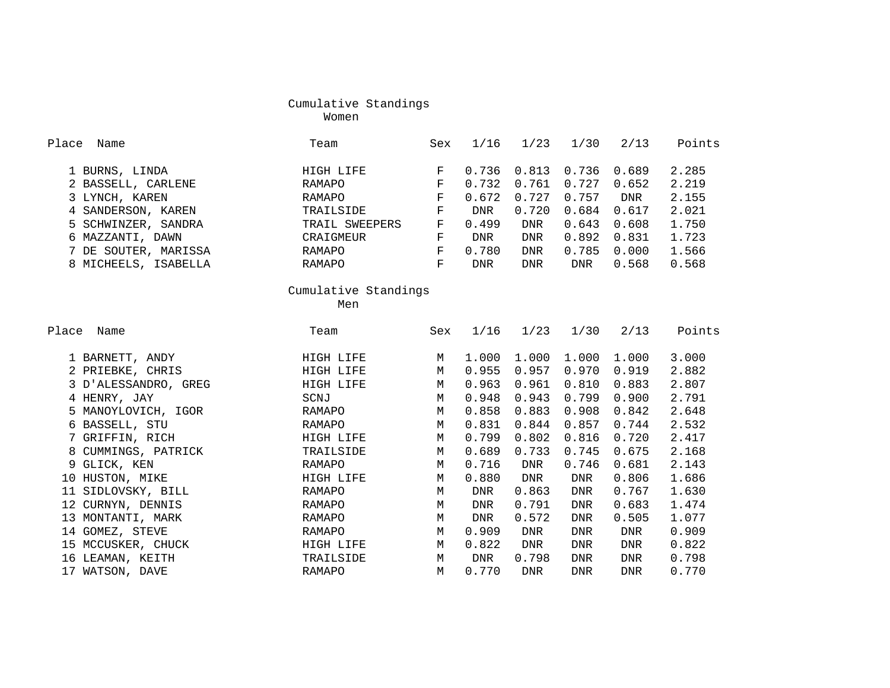## Cumulative Standings
### Women

| Place | Name | Team | Sex | 1/16 | 1/23 | 1/30 | 2/13 | Points |
|---|---|---|---|---|---|---|---|---|
| 1 | BURNS, LINDA | HIGH LIFE | F | 0.736 | 0.813 | 0.736 | 0.689 | 2.285 |
| 2 | BASSELL, CARLENE | RAMAPO | F | 0.732 | 0.761 | 0.727 | 0.652 | 2.219 |
| 3 | LYNCH, KAREN | RAMAPO | F | 0.672 | 0.727 | 0.757 | DNR | 2.155 |
| 4 | SANDERSON, KAREN | TRAILSIDE | F | DNR | 0.720 | 0.684 | 0.617 | 2.021 |
| 5 | SCHWINZER, SANDRA | TRAIL SWEEPERS | F | 0.499 | DNR | 0.643 | 0.608 | 1.750 |
| 6 | MAZZANTI, DAWN | CRAIGMEUR | F | DNR | DNR | 0.892 | 0.831 | 1.723 |
| 7 | DE SOUTER, MARISSA | RAMAPO | F | 0.780 | DNR | 0.785 | 0.000 | 1.566 |
| 8 | MICHEELS, ISABELLA | RAMAPO | F | DNR | DNR | DNR | 0.568 | 0.568 |

## Cumulative Standings
### Men

| Place | Name | Team | Sex | 1/16 | 1/23 | 1/30 | 2/13 | Points |
|---|---|---|---|---|---|---|---|---|
| 1 | BARNETT, ANDY | HIGH LIFE | M | 1.000 | 1.000 | 1.000 | 1.000 | 3.000 |
| 2 | PRIEBKE, CHRIS | HIGH LIFE | M | 0.955 | 0.957 | 0.970 | 0.919 | 2.882 |
| 3 | D'ALESSANDRO, GREG | HIGH LIFE | M | 0.963 | 0.961 | 0.810 | 0.883 | 2.807 |
| 4 | HENRY, JAY | SCNJ | M | 0.948 | 0.943 | 0.799 | 0.900 | 2.791 |
| 5 | MANOYLOVICH, IGOR | RAMAPO | M | 0.858 | 0.883 | 0.908 | 0.842 | 2.648 |
| 6 | BASSELL, STU | RAMAPO | M | 0.831 | 0.844 | 0.857 | 0.744 | 2.532 |
| 7 | GRIFFIN, RICH | HIGH LIFE | M | 0.799 | 0.802 | 0.816 | 0.720 | 2.417 |
| 8 | CUMMINGS, PATRICK | TRAILSIDE | M | 0.689 | 0.733 | 0.745 | 0.675 | 2.168 |
| 9 | GLICK, KEN | RAMAPO | M | 0.716 | DNR | 0.746 | 0.681 | 2.143 |
| 10 | HUSTON, MIKE | HIGH LIFE | M | 0.880 | DNR | DNR | 0.806 | 1.686 |
| 11 | SIDLOVSKY, BILL | RAMAPO | M | DNR | 0.863 | DNR | 0.767 | 1.630 |
| 12 | CURNYN, DENNIS | RAMAPO | M | DNR | 0.791 | DNR | 0.683 | 1.474 |
| 13 | MONTANTI, MARK | RAMAPO | M | DNR | 0.572 | DNR | 0.505 | 1.077 |
| 14 | GOMEZ, STEVE | RAMAPO | M | 0.909 | DNR | DNR | DNR | 0.909 |
| 15 | MCCUSKER, CHUCK | HIGH LIFE | M | 0.822 | DNR | DNR | DNR | 0.822 |
| 16 | LEAMAN, KEITH | TRAILSIDE | M | DNR | 0.798 | DNR | DNR | 0.798 |
| 17 | WATSON, DAVE | RAMAPO | M | 0.770 | DNR | DNR | DNR | 0.770 |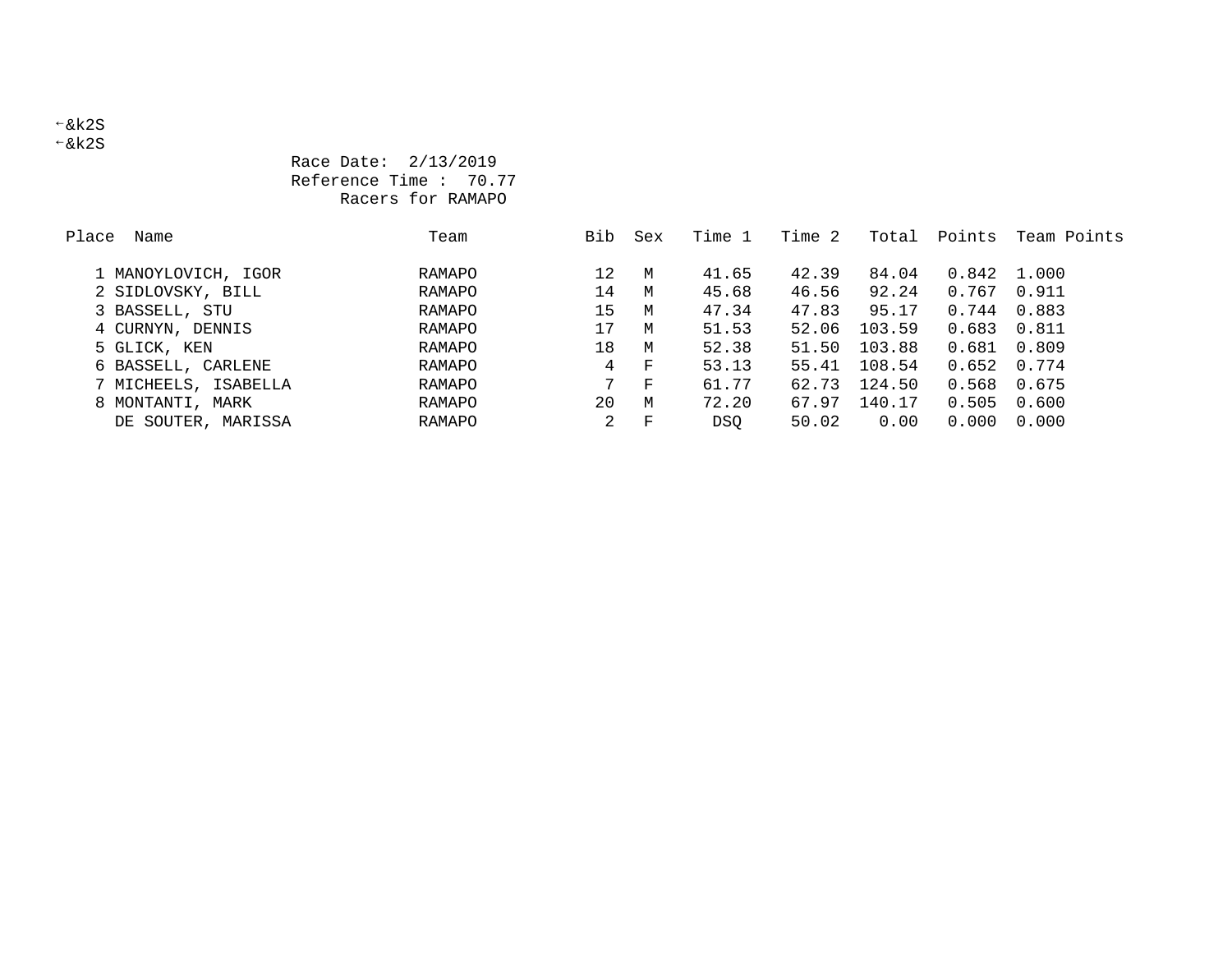←&k2S
←&k2S

Race Date: 2/13/2019
Reference Time : 70.77
Racers for RAMAPO

| Place | Name | Team | Bib | Sex | Time 1 | Time 2 | Total | Points | Team Points |
|---|---|---|---|---|---|---|---|---|---|
| 1 | MANOYLOVICH, IGOR | RAMAPO | 12 | M | 41.65 | 42.39 | 84.04 | 0.842 | 1.000 |
| 2 | SIDLOVSKY, BILL | RAMAPO | 14 | M | 45.68 | 46.56 | 92.24 | 0.767 | 0.911 |
| 3 | BASSELL, STU | RAMAPO | 15 | M | 47.34 | 47.83 | 95.17 | 0.744 | 0.883 |
| 4 | CURNYN, DENNIS | RAMAPO | 17 | M | 51.53 | 52.06 | 103.59 | 0.683 | 0.811 |
| 5 | GLICK, KEN | RAMAPO | 18 | M | 52.38 | 51.50 | 103.88 | 0.681 | 0.809 |
| 6 | BASSELL, CARLENE | RAMAPO | 4 | F | 53.13 | 55.41 | 108.54 | 0.652 | 0.774 |
| 7 | MICHEELS, ISABELLA | RAMAPO | 7 | F | 61.77 | 62.73 | 124.50 | 0.568 | 0.675 |
| 8 | MONTANTI, MARK | RAMAPO | 20 | M | 72.20 | 67.97 | 140.17 | 0.505 | 0.600 |
| | DE SOUTER, MARISSA | RAMAPO | 2 | F | DSQ | 50.02 | 0.00 | 0.000 | 0.000 |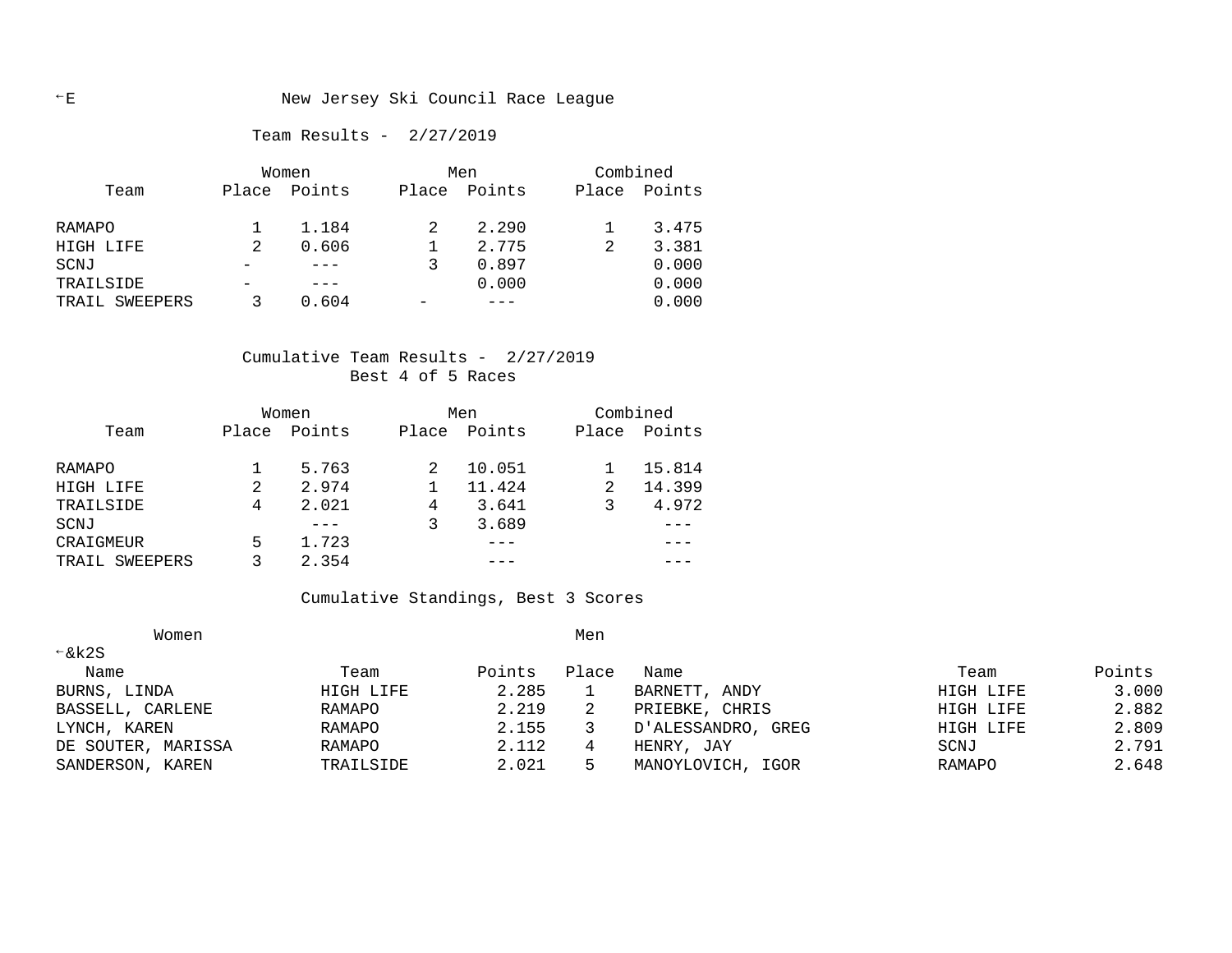# New Jersey Ski Council Race League

## Team Results - 2/27/2019

| Team | Women Place | Women Points | Men Place | Men Points | Combined Place | Combined Points |
|---|---|---|---|---|---|---|
| RAMAPO | 1 | 1.184 | 2 | 2.290 | 1 | 3.475 |
| HIGH LIFE | 2 | 0.606 | 1 | 2.775 | 2 | 3.381 |
| SCNJ | - | --- | 3 | 0.897 | | 0.000 |
| TRAILSIDE | - | --- | | 0.000 | | 0.000 |
| TRAIL SWEEPERS | 3 | 0.604 | - | --- | | 0.000 |

## Cumulative Team Results - 2/27/2019

Best 4 of 5 Races

| Team | Women Place | Women Points | Men Place | Men Points | Combined Place | Combined Points |
|---|---|---|---|---|---|---|
| RAMAPO | 1 | 5.763 | 2 | 10.051 | 1 | 15.814 |
| HIGH LIFE | 2 | 2.974 | 1 | 11.424 | 2 | 14.399 |
| TRAILSIDE | 4 | 2.021 | 4 | 3.641 | 3 | 4.972 |
| SCNJ | | --- | 3 | 3.689 | | --- |
| CRAIGMEUR | 5 | 1.723 | | --- | | --- |
| TRAIL SWEEPERS | 3 | 2.354 | | --- | | --- |

## Cumulative Standings, Best 3 Scores

| Women Name | Team | Points | Place | Men Name | Team | Points |
|---|---|---|---|---|---|---|
| BURNS, LINDA | HIGH LIFE | 2.285 | 1 | BARNETT, ANDY | HIGH LIFE | 3.000 |
| BASSELL, CARLENE | RAMAPO | 2.219 | 2 | PRIEBKE, CHRIS | HIGH LIFE | 2.882 |
| LYNCH, KAREN | RAMAPO | 2.155 | 3 | D'ALESSANDRO, GREG | HIGH LIFE | 2.809 |
| DE SOUTER, MARISSA | RAMAPO | 2.112 | 4 | HENRY, JAY | SCNJ | 2.791 |
| SANDERSON, KAREN | TRAILSIDE | 2.021 | 5 | MANOYLOVICH, IGOR | RAMAPO | 2.648 |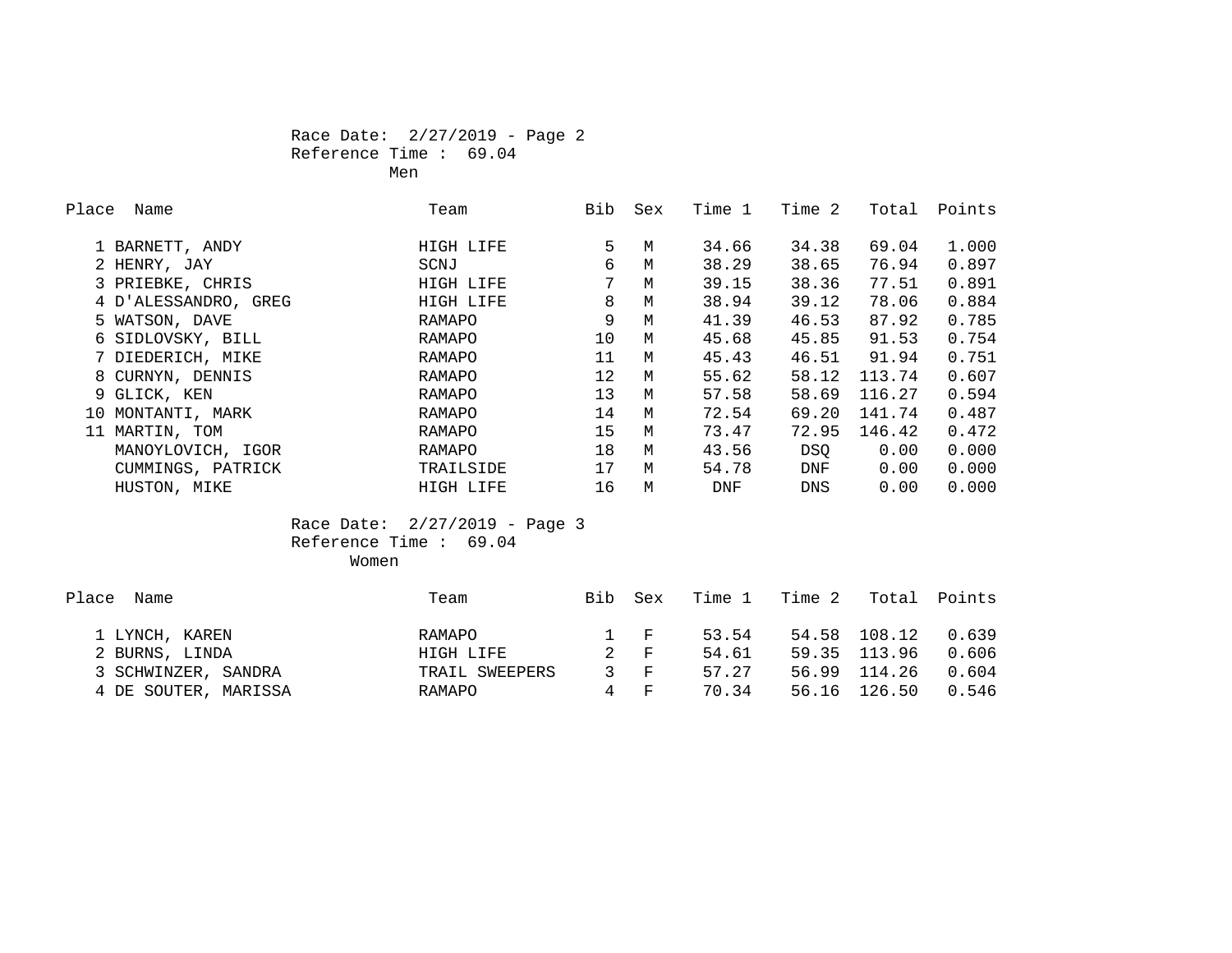Race Date: 2/27/2019 - Page 2
Reference Time : 69.04

Men

| Place | Name | Team | Bib | Sex | Time 1 | Time 2 | Total | Points |
|---|---|---|---|---|---|---|---|---|
| 1 | BARNETT, ANDY | HIGH LIFE | 5 | M | 34.66 | 34.38 | 69.04 | 1.000 |
| 2 | HENRY, JAY | SCNJ | 6 | M | 38.29 | 38.65 | 76.94 | 0.897 |
| 3 | PRIEBKE, CHRIS | HIGH LIFE | 7 | M | 39.15 | 38.36 | 77.51 | 0.891 |
| 4 | D'ALESSANDRO, GREG | HIGH LIFE | 8 | M | 38.94 | 39.12 | 78.06 | 0.884 |
| 5 | WATSON, DAVE | RAMAPO | 9 | M | 41.39 | 46.53 | 87.92 | 0.785 |
| 6 | SIDLOVSKY, BILL | RAMAPO | 10 | M | 45.68 | 45.85 | 91.53 | 0.754 |
| 7 | DIEDERICH, MIKE | RAMAPO | 11 | M | 45.43 | 46.51 | 91.94 | 0.751 |
| 8 | CURNYN, DENNIS | RAMAPO | 12 | M | 55.62 | 58.12 | 113.74 | 0.607 |
| 9 | GLICK, KEN | RAMAPO | 13 | M | 57.58 | 58.69 | 116.27 | 0.594 |
| 10 | MONTANTI, MARK | RAMAPO | 14 | M | 72.54 | 69.20 | 141.74 | 0.487 |
| 11 | MARTIN, TOM | RAMAPO | 15 | M | 73.47 | 72.95 | 146.42 | 0.472 |
| | MANOYLOVICH, IGOR | RAMAPO | 18 | M | 43.56 | DSQ | 0.00 | 0.000 |
| | CUMMINGS, PATRICK | TRAILSIDE | 17 | M | 54.78 | DNF | 0.00 | 0.000 |
| | HUSTON, MIKE | HIGH LIFE | 16 | M | DNF | DNS | 0.00 | 0.000 |

Race Date: 2/27/2019 - Page 3
Reference Time : 69.04

Women

| Place | Name | Team | Bib | Sex | Time 1 | Time 2 | Total | Points |
|---|---|---|---|---|---|---|---|---|
| 1 | LYNCH, KAREN | RAMAPO | 1 | F | 53.54 | 54.58 | 108.12 | 0.639 |
| 2 | BURNS, LINDA | HIGH LIFE | 2 | F | 54.61 | 59.35 | 113.96 | 0.606 |
| 3 | SCHWINZER, SANDRA | TRAIL SWEEPERS | 3 | F | 57.27 | 56.99 | 114.26 | 0.604 |
| 4 | DE SOUTER, MARISSA | RAMAPO | 4 | F | 70.34 | 56.16 | 126.50 | 0.546 |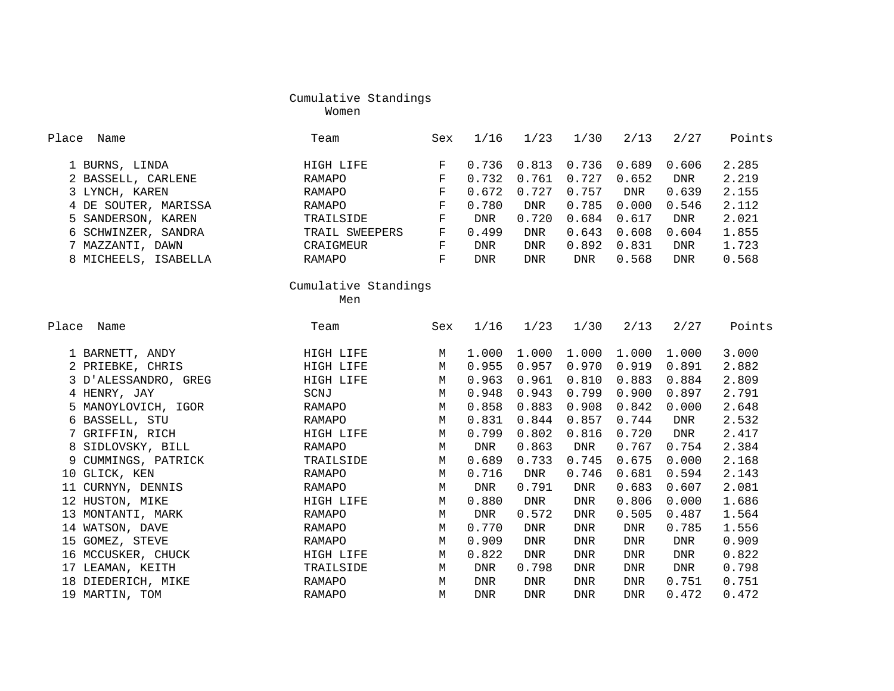## Cumulative Standings
### Women

| Place | Name | Team | Sex | 1/16 | 1/23 | 1/30 | 2/13 | 2/27 | Points |
|---|---|---|---|---|---|---|---|---|---|
| 1 | BURNS, LINDA | HIGH LIFE | F | 0.736 | 0.813 | 0.736 | 0.689 | 0.606 | 2.285 |
| 2 | BASSELL, CARLENE | RAMAPO | F | 0.732 | 0.761 | 0.727 | 0.652 | DNR | 2.219 |
| 3 | LYNCH, KAREN | RAMAPO | F | 0.672 | 0.727 | 0.757 | DNR | 0.639 | 2.155 |
| 4 | DE SOUTER, MARISSA | RAMAPO | F | 0.780 | DNR | 0.785 | 0.000 | 0.546 | 2.112 |
| 5 | SANDERSON, KAREN | TRAILSIDE | F | DNR | 0.720 | 0.684 | 0.617 | DNR | 2.021 |
| 6 | SCHWINZER, SANDRA | TRAIL SWEEPERS | F | 0.499 | DNR | 0.643 | 0.608 | 0.604 | 1.855 |
| 7 | MAZZANTI, DAWN | CRAIGMEUR | F | DNR | DNR | 0.892 | 0.831 | DNR | 1.723 |
| 8 | MICHEELS, ISABELLA | RAMAPO | F | DNR | DNR | DNR | 0.568 | DNR | 0.568 |

## Cumulative Standings
### Men

| Place | Name | Team | Sex | 1/16 | 1/23 | 1/30 | 2/13 | 2/27 | Points |
|---|---|---|---|---|---|---|---|---|---|
| 1 | BARNETT, ANDY | HIGH LIFE | M | 1.000 | 1.000 | 1.000 | 1.000 | 1.000 | 3.000 |
| 2 | PRIEBKE, CHRIS | HIGH LIFE | M | 0.955 | 0.957 | 0.970 | 0.919 | 0.891 | 2.882 |
| 3 | D'ALESSANDRO, GREG | HIGH LIFE | M | 0.963 | 0.961 | 0.810 | 0.883 | 0.884 | 2.809 |
| 4 | HENRY, JAY | SCNJ | M | 0.948 | 0.943 | 0.799 | 0.900 | 0.897 | 2.791 |
| 5 | MANOYLOVICH, IGOR | RAMAPO | M | 0.858 | 0.883 | 0.908 | 0.842 | 0.000 | 2.648 |
| 6 | BASSELL, STU | RAMAPO | M | 0.831 | 0.844 | 0.857 | 0.744 | DNR | 2.532 |
| 7 | GRIFFIN, RICH | HIGH LIFE | M | 0.799 | 0.802 | 0.816 | 0.720 | DNR | 2.417 |
| 8 | SIDLOVSKY, BILL | RAMAPO | M | DNR | 0.863 | DNR | 0.767 | 0.754 | 2.384 |
| 9 | CUMMINGS, PATRICK | TRAILSIDE | M | 0.689 | 0.733 | 0.745 | 0.675 | 0.000 | 2.168 |
| 10 | GLICK, KEN | RAMAPO | M | 0.716 | DNR | 0.746 | 0.681 | 0.594 | 2.143 |
| 11 | CURNYN, DENNIS | RAMAPO | M | DNR | 0.791 | DNR | 0.683 | 0.607 | 2.081 |
| 12 | HUSTON, MIKE | HIGH LIFE | M | 0.880 | DNR | DNR | 0.806 | 0.000 | 1.686 |
| 13 | MONTANTI, MARK | RAMAPO | M | DNR | 0.572 | DNR | 0.505 | 0.487 | 1.564 |
| 14 | WATSON, DAVE | RAMAPO | M | 0.770 | DNR | DNR | DNR | 0.785 | 1.556 |
| 15 | GOMEZ, STEVE | RAMAPO | M | 0.909 | DNR | DNR | DNR | DNR | 0.909 |
| 16 | MCCUSKER, CHUCK | HIGH LIFE | M | 0.822 | DNR | DNR | DNR | DNR | 0.822 |
| 17 | LEAMAN, KEITH | TRAILSIDE | M | DNR | 0.798 | DNR | DNR | DNR | 0.798 |
| 18 | DIEDERICH, MIKE | RAMAPO | M | DNR | DNR | DNR | DNR | 0.751 | 0.751 |
| 19 | MARTIN, TOM | RAMAPO | M | DNR | DNR | DNR | DNR | 0.472 | 0.472 |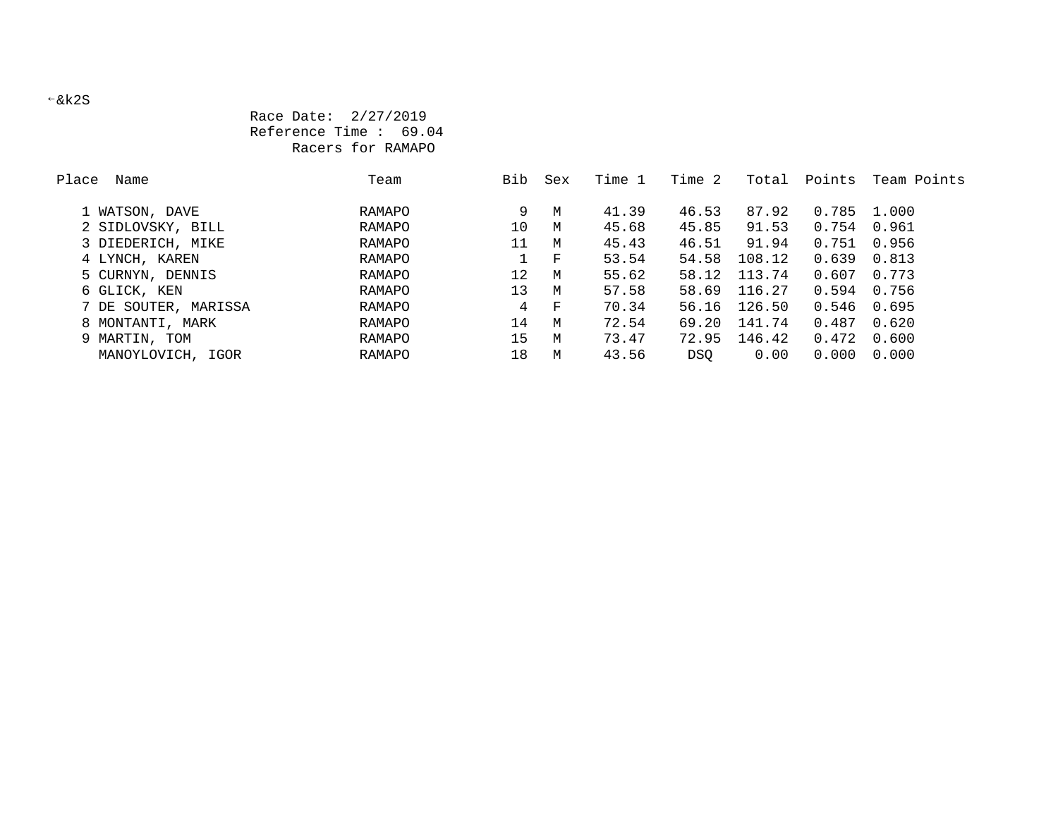←&k2S

Race Date: 2/27/2019

Reference Time : 69.04

Racers for RAMAPO

| Place | Name | Team | Bib | Sex | Time 1 | Time 2 | Total | Points | Team Points |
|---|---|---|---|---|---|---|---|---|---|
| 1 | WATSON, DAVE | RAMAPO | 9 | M | 41.39 | 46.53 | 87.92 | 0.785 | 1.000 |
| 2 | SIDLOVSKY, BILL | RAMAPO | 10 | M | 45.68 | 45.85 | 91.53 | 0.754 | 0.961 |
| 3 | DIEDERICH, MIKE | RAMAPO | 11 | M | 45.43 | 46.51 | 91.94 | 0.751 | 0.956 |
| 4 | LYNCH, KAREN | RAMAPO | 1 | F | 53.54 | 54.58 | 108.12 | 0.639 | 0.813 |
| 5 | CURNYN, DENNIS | RAMAPO | 12 | M | 55.62 | 58.12 | 113.74 | 0.607 | 0.773 |
| 6 | GLICK, KEN | RAMAPO | 13 | M | 57.58 | 58.69 | 116.27 | 0.594 | 0.756 |
| 7 | DE SOUTER, MARISSA | RAMAPO | 4 | F | 70.34 | 56.16 | 126.50 | 0.546 | 0.695 |
| 8 | MONTANTI, MARK | RAMAPO | 14 | M | 72.54 | 69.20 | 141.74 | 0.487 | 0.620 |
| 9 | MARTIN, TOM | RAMAPO | 15 | M | 73.47 | 72.95 | 146.42 | 0.472 | 0.600 |
| | MANOYLOVICH, IGOR | RAMAPO | 18 | M | 43.56 | DSQ | 0.00 | 0.000 | 0.000 |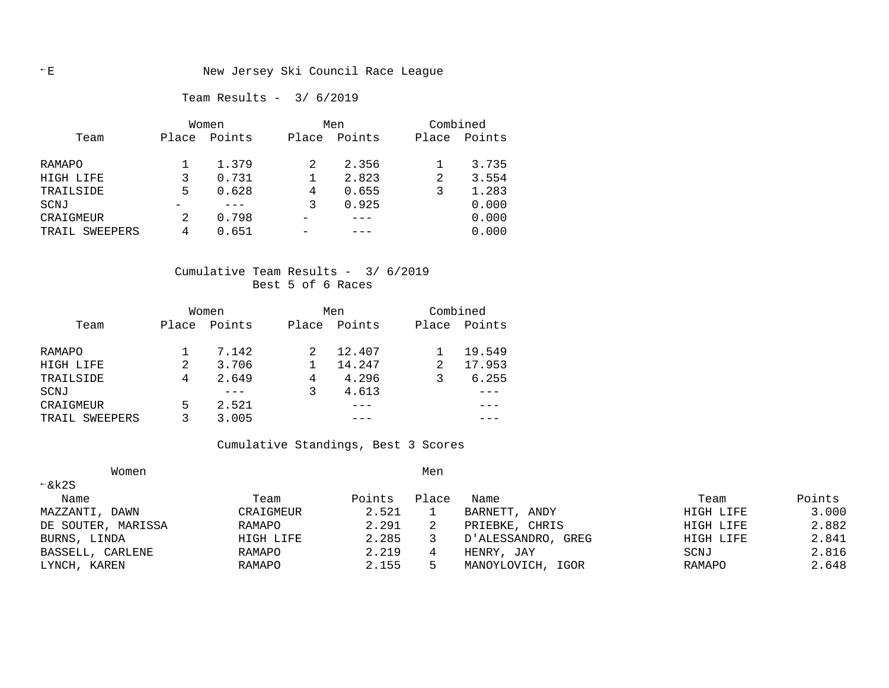# New Jersey Ski Council Race League

## Team Results - 3/ 6/2019

| Team | Women Place | Women Points | Men Place | Men Points | Combined Place | Combined Points |
|---|---|---|---|---|---|---|
| RAMAPO | 1 | 1.379 | 2 | 2.356 | 1 | 3.735 |
| HIGH LIFE | 3 | 0.731 | 1 | 2.823 | 2 | 3.554 |
| TRAILSIDE | 5 | 0.628 | 4 | 0.655 | 3 | 1.283 |
| SCNJ | - | --- | 3 | 0.925 | | 0.000 |
| CRAIGMEUR | 2 | 0.798 | - | --- | | 0.000 |
| TRAIL SWEEPERS | 4 | 0.651 | - | --- | | 0.000 |

## Cumulative Team Results - 3/ 6/2019

Best 5 of 6 Races

| Team | Women Place | Women Points | Men Place | Men Points | Combined Place | Combined Points |
|---|---|---|---|---|---|---|
| RAMAPO | 1 | 7.142 | 2 | 12.407 | 1 | 19.549 |
| HIGH LIFE | 2 | 3.706 | 1 | 14.247 | 2 | 17.953 |
| TRAILSIDE | 4 | 2.649 | 4 | 4.296 | 3 | 6.255 |
| SCNJ | | --- | 3 | 4.613 | | --- |
| CRAIGMEUR | 5 | 2.521 | | --- | | --- |
| TRAIL SWEEPERS | 3 | 3.005 | | --- | | --- |

## Cumulative Standings, Best 3 Scores

| Women Name | Team | Points | Place | Men Name | Team | Points |
|---|---|---|---|---|---|---|
| MAZZANTI, DAWN | CRAIGMEUR | 2.521 | 1 | BARNETT, ANDY | HIGH LIFE | 3.000 |
| DE SOUTER, MARISSA | RAMAPO | 2.291 | 2 | PRIEBKE, CHRIS | HIGH LIFE | 2.882 |
| BURNS, LINDA | HIGH LIFE | 2.285 | 3 | D'ALESSANDRO, GREG | HIGH LIFE | 2.841 |
| BASSELL, CARLENE | RAMAPO | 2.219 | 4 | HENRY, JAY | SCNJ | 2.816 |
| LYNCH, KAREN | RAMAPO | 2.155 | 5 | MANOYLOVICH, IGOR | RAMAPO | 2.648 |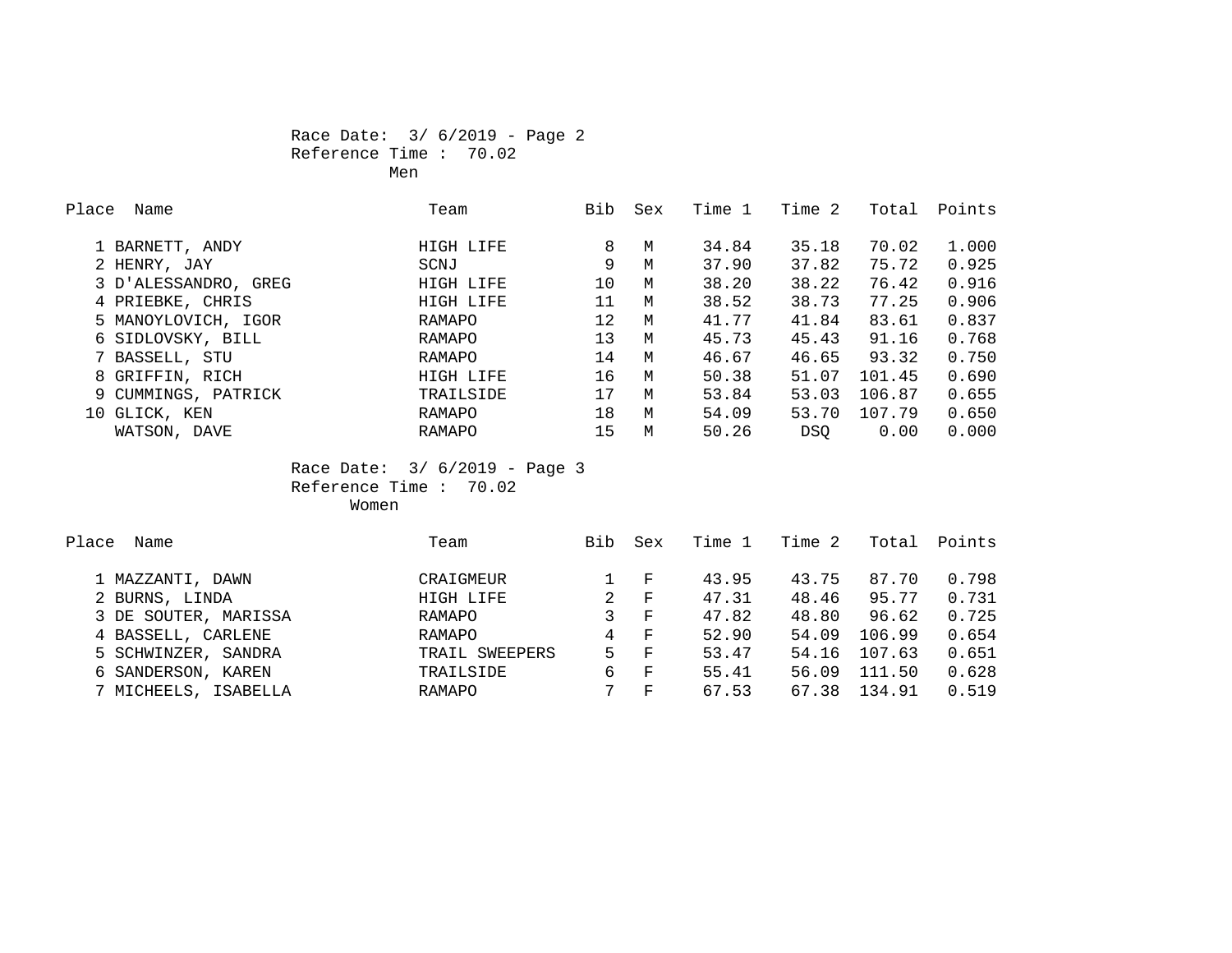Race Date: 3/ 6/2019 - Page 2
Reference Time : 70.02
Men

| Place | Name | Team | Bib | Sex | Time 1 | Time 2 | Total | Points |
|---|---|---|---|---|---|---|---|---|
| 1 | BARNETT, ANDY | HIGH LIFE | 8 | M | 34.84 | 35.18 | 70.02 | 1.000 |
| 2 | HENRY, JAY | SCNJ | 9 | M | 37.90 | 37.82 | 75.72 | 0.925 |
| 3 | D'ALESSANDRO, GREG | HIGH LIFE | 10 | M | 38.20 | 38.22 | 76.42 | 0.916 |
| 4 | PRIEBKE, CHRIS | HIGH LIFE | 11 | M | 38.52 | 38.73 | 77.25 | 0.906 |
| 5 | MANOYLOVICH, IGOR | RAMAPO | 12 | M | 41.77 | 41.84 | 83.61 | 0.837 |
| 6 | SIDLOVSKY, BILL | RAMAPO | 13 | M | 45.73 | 45.43 | 91.16 | 0.768 |
| 7 | BASSELL, STU | RAMAPO | 14 | M | 46.67 | 46.65 | 93.32 | 0.750 |
| 8 | GRIFFIN, RICH | HIGH LIFE | 16 | M | 50.38 | 51.07 | 101.45 | 0.690 |
| 9 | CUMMINGS, PATRICK | TRAILSIDE | 17 | M | 53.84 | 53.03 | 106.87 | 0.655 |
| 10 | GLICK, KEN | RAMAPO | 18 | M | 54.09 | 53.70 | 107.79 | 0.650 |
| | WATSON, DAVE | RAMAPO | 15 | M | 50.26 | DSQ | 0.00 | 0.000 |

Race Date: 3/ 6/2019 - Page 3
Reference Time : 70.02
Women

| Place | Name | Team | Bib | Sex | Time 1 | Time 2 | Total | Points |
|---|---|---|---|---|---|---|---|---|
| 1 | MAZZANTI, DAWN | CRAIGMEUR | 1 | F | 43.95 | 43.75 | 87.70 | 0.798 |
| 2 | BURNS, LINDA | HIGH LIFE | 2 | F | 47.31 | 48.46 | 95.77 | 0.731 |
| 3 | DE SOUTER, MARISSA | RAMAPO | 3 | F | 47.82 | 48.80 | 96.62 | 0.725 |
| 4 | BASSELL, CARLENE | RAMAPO | 4 | F | 52.90 | 54.09 | 106.99 | 0.654 |
| 5 | SCHWINZER, SANDRA | TRAIL SWEEPERS | 5 | F | 53.47 | 54.16 | 107.63 | 0.651 |
| 6 | SANDERSON, KAREN | TRAILSIDE | 6 | F | 55.41 | 56.09 | 111.50 | 0.628 |
| 7 | MICHEELS, ISABELLA | RAMAPO | 7 | F | 67.53 | 67.38 | 134.91 | 0.519 |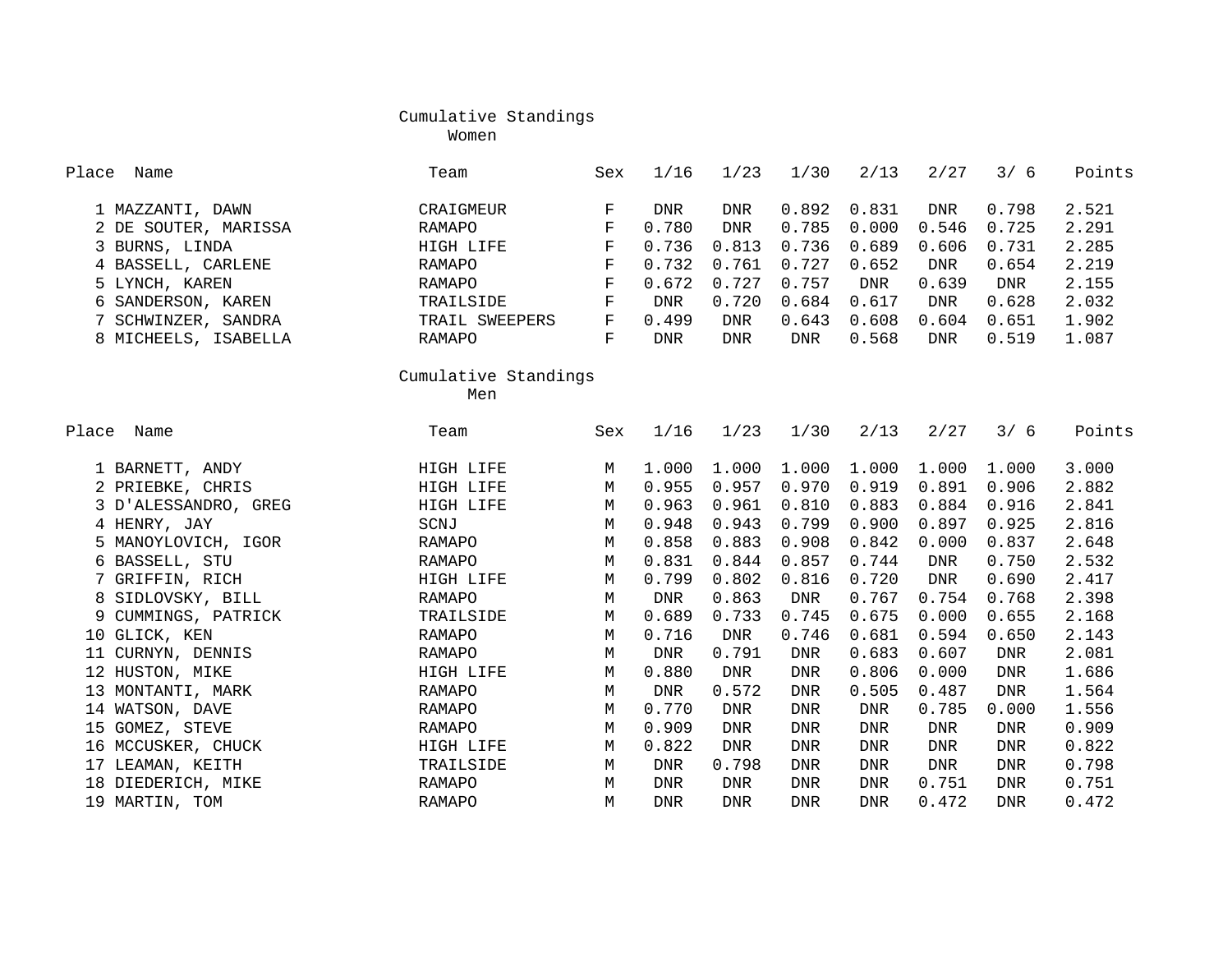## Cumulative Standings
### Women

| Place | Name | Team | Sex | 1/16 | 1/23 | 1/30 | 2/13 | 2/27 | 3/ 6 | Points |
|---|---|---|---|---|---|---|---|---|---|---|
| 1 | MAZZANTI, DAWN | CRAIGMEUR | F | DNR | DNR | 0.892 | 0.831 | DNR | 0.798 | 2.521 |
| 2 | DE SOUTER, MARISSA | RAMAPO | F | 0.780 | DNR | 0.785 | 0.000 | 0.546 | 0.725 | 2.291 |
| 3 | BURNS, LINDA | HIGH LIFE | F | 0.736 | 0.813 | 0.736 | 0.689 | 0.606 | 0.731 | 2.285 |
| 4 | BASSELL, CARLENE | RAMAPO | F | 0.732 | 0.761 | 0.727 | 0.652 | DNR | 0.654 | 2.219 |
| 5 | LYNCH, KAREN | RAMAPO | F | 0.672 | 0.727 | 0.757 | DNR | 0.639 | DNR | 2.155 |
| 6 | SANDERSON, KAREN | TRAILSIDE | F | DNR | 0.720 | 0.684 | 0.617 | DNR | 0.628 | 2.032 |
| 7 | SCHWINZER, SANDRA | TRAIL SWEEPERS | F | 0.499 | DNR | 0.643 | 0.608 | 0.604 | 0.651 | 1.902 |
| 8 | MICHEELS, ISABELLA | RAMAPO | F | DNR | DNR | DNR | 0.568 | DNR | 0.519 | 1.087 |

## Cumulative Standings
### Men

| Place | Name | Team | Sex | 1/16 | 1/23 | 1/30 | 2/13 | 2/27 | 3/ 6 | Points |
|---|---|---|---|---|---|---|---|---|---|---|
| 1 | BARNETT, ANDY | HIGH LIFE | M | 1.000 | 1.000 | 1.000 | 1.000 | 1.000 | 1.000 | 3.000 |
| 2 | PRIEBKE, CHRIS | HIGH LIFE | M | 0.955 | 0.957 | 0.970 | 0.919 | 0.891 | 0.906 | 2.882 |
| 3 | D'ALESSANDRO, GREG | HIGH LIFE | M | 0.963 | 0.961 | 0.810 | 0.883 | 0.884 | 0.916 | 2.841 |
| 4 | HENRY, JAY | SCNJ | M | 0.948 | 0.943 | 0.799 | 0.900 | 0.897 | 0.925 | 2.816 |
| 5 | MANOYLOVICH, IGOR | RAMAPO | M | 0.858 | 0.883 | 0.908 | 0.842 | 0.000 | 0.837 | 2.648 |
| 6 | BASSELL, STU | RAMAPO | M | 0.831 | 0.844 | 0.857 | 0.744 | DNR | 0.750 | 2.532 |
| 7 | GRIFFIN, RICH | HIGH LIFE | M | 0.799 | 0.802 | 0.816 | 0.720 | DNR | 0.690 | 2.417 |
| 8 | SIDLOVSKY, BILL | RAMAPO | M | DNR | 0.863 | DNR | 0.767 | 0.754 | 0.768 | 2.398 |
| 9 | CUMMINGS, PATRICK | TRAILSIDE | M | 0.689 | 0.733 | 0.745 | 0.675 | 0.000 | 0.655 | 2.168 |
| 10 | GLICK, KEN | RAMAPO | M | 0.716 | DNR | 0.746 | 0.681 | 0.594 | 0.650 | 2.143 |
| 11 | CURNYN, DENNIS | RAMAPO | M | DNR | 0.791 | DNR | 0.683 | 0.607 | DNR | 2.081 |
| 12 | HUSTON, MIKE | HIGH LIFE | M | 0.880 | DNR | DNR | 0.806 | 0.000 | DNR | 1.686 |
| 13 | MONTANTI, MARK | RAMAPO | M | DNR | 0.572 | DNR | 0.505 | 0.487 | DNR | 1.564 |
| 14 | WATSON, DAVE | RAMAPO | M | 0.770 | DNR | DNR | DNR | 0.785 | 0.000 | 1.556 |
| 15 | GOMEZ, STEVE | RAMAPO | M | 0.909 | DNR | DNR | DNR | DNR | DNR | 0.909 |
| 16 | MCCUSKER, CHUCK | HIGH LIFE | M | 0.822 | DNR | DNR | DNR | DNR | DNR | 0.822 |
| 17 | LEAMAN, KEITH | TRAILSIDE | M | DNR | 0.798 | DNR | DNR | DNR | DNR | 0.798 |
| 18 | DIEDERICH, MIKE | RAMAPO | M | DNR | DNR | DNR | DNR | 0.751 | DNR | 0.751 |
| 19 | MARTIN, TOM | RAMAPO | M | DNR | DNR | DNR | DNR | 0.472 | DNR | 0.472 |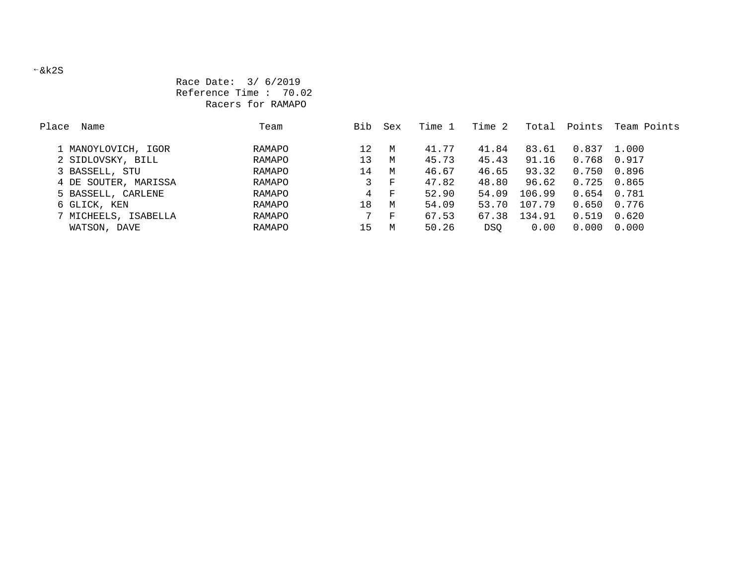←&k2S

Race Date:  3/ 6/2019
Reference Time :  70.02
Racers for RAMAPO

| Place | Name | Team | Bib | Sex | Time 1 | Time 2 | Total | Points | Team Points |
|---|---|---|---|---|---|---|---|---|---|
| 1 | MANOYLOVICH, IGOR | RAMAPO | 12 | M | 41.77 | 41.84 | 83.61 | 0.837 | 1.000 |
| 2 | SIDLOVSKY, BILL | RAMAPO | 13 | M | 45.73 | 45.43 | 91.16 | 0.768 | 0.917 |
| 3 | BASSELL, STU | RAMAPO | 14 | M | 46.67 | 46.65 | 93.32 | 0.750 | 0.896 |
| 4 | DE SOUTER, MARISSA | RAMAPO | 3 | F | 47.82 | 48.80 | 96.62 | 0.725 | 0.865 |
| 5 | BASSELL, CARLENE | RAMAPO | 4 | F | 52.90 | 54.09 | 106.99 | 0.654 | 0.781 |
| 6 | GLICK, KEN | RAMAPO | 18 | M | 54.09 | 53.70 | 107.79 | 0.650 | 0.776 |
| 7 | MICHEELS, ISABELLA | RAMAPO | 7 | F | 67.53 | 67.38 | 134.91 | 0.519 | 0.620 |
| | WATSON, DAVE | RAMAPO | 15 | M | 50.26 | DSQ | 0.00 | 0.000 | 0.000 |